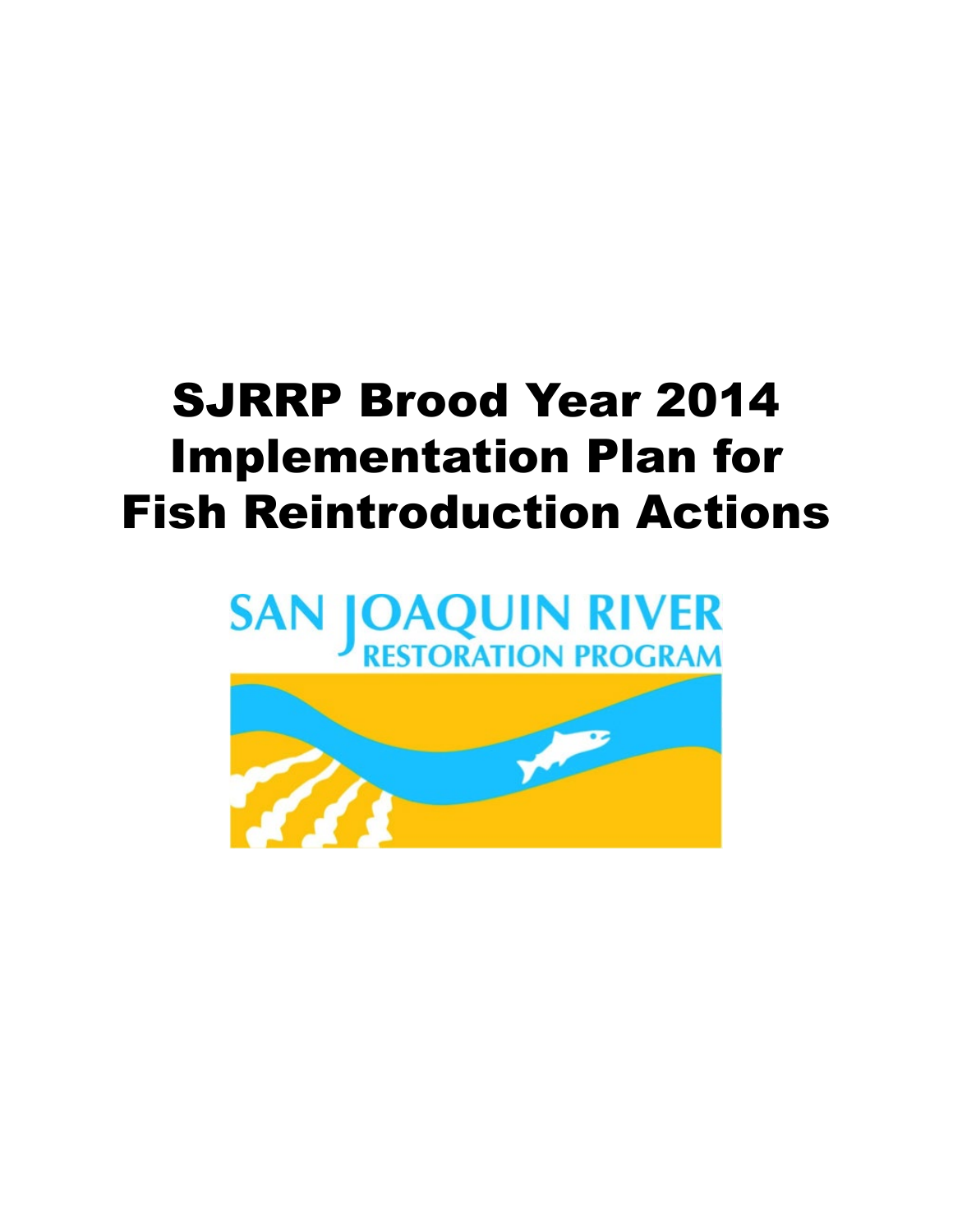# SJRRP Brood Year 2014 Implementation Plan for Fish Reintroduction Actions

SAN JOAQUIN RIVER RESTORATION PROGRAM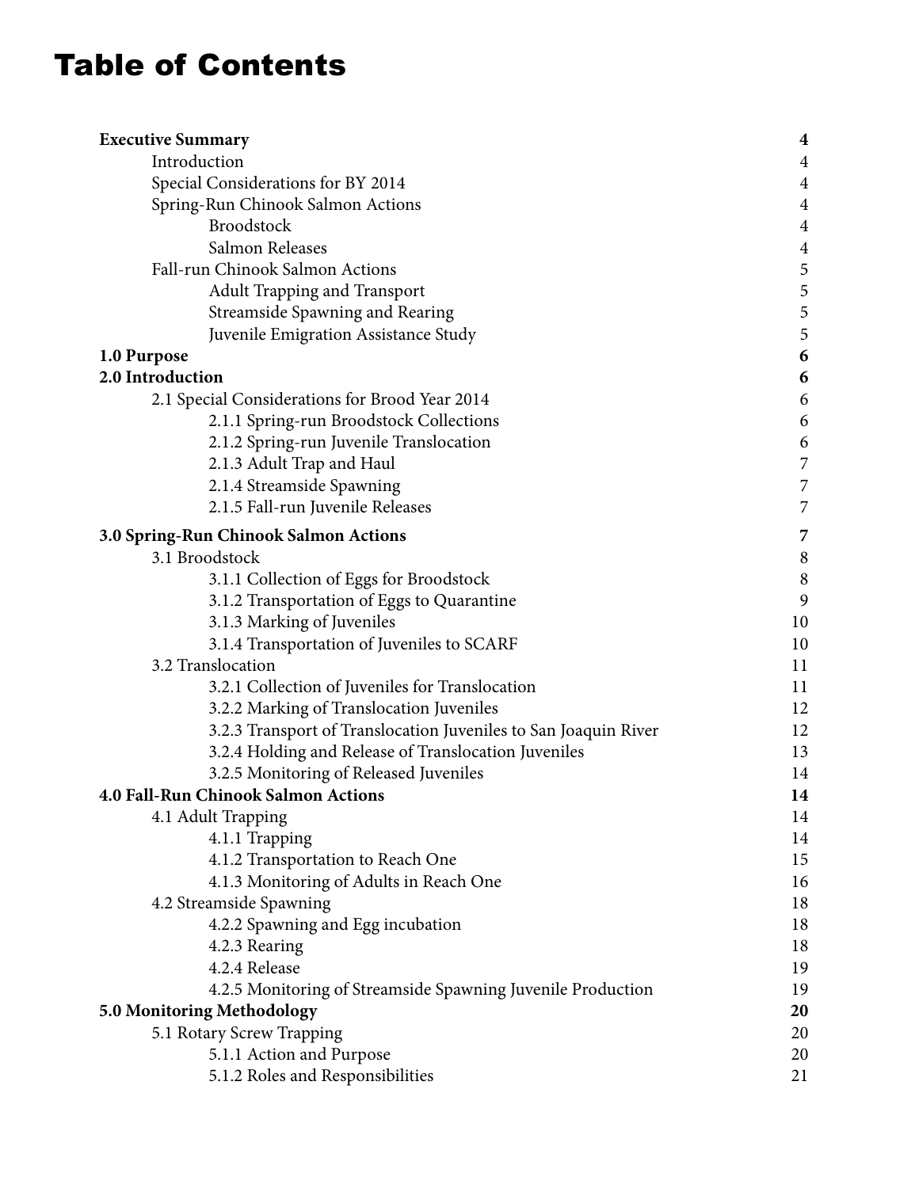# Table of Contents

| | |
|---|---|
| **Executive Summary** | **4** |
| Introduction | 4 |
| Special Considerations for BY 2014 | 4 |
| Spring-Run Chinook Salmon Actions | 4 |
| Broodstock | 4 |
| Salmon Releases | 4 |
| Fall-run Chinook Salmon Actions | 5 |
| Adult Trapping and Transport | 5 |
| Streamside Spawning and Rearing | 5 |
| Juvenile Emigration Assistance Study | 5 |
| **1.0 Purpose** | **6** |
| **2.0 Introduction** | **6** |
| 2.1 Special Considerations for Brood Year 2014 | 6 |
| 2.1.1 Spring-run Broodstock Collections | 6 |
| 2.1.2 Spring-run Juvenile Translocation | 6 |
| 2.1.3 Adult Trap and Haul | 7 |
| 2.1.4 Streamside Spawning | 7 |
| 2.1.5 Fall-run Juvenile Releases | 7 |
| **3.0 Spring-Run Chinook Salmon Actions** | **7** |
| 3.1 Broodstock | 8 |
| 3.1.1 Collection of Eggs for Broodstock | 8 |
| 3.1.2 Transportation of Eggs to Quarantine | 9 |
| 3.1.3 Marking of Juveniles | 10 |
| 3.1.4 Transportation of Juveniles to SCARF | 10 |
| 3.2 Translocation | 11 |
| 3.2.1 Collection of Juveniles for Translocation | 11 |
| 3.2.2 Marking of Translocation Juveniles | 12 |
| 3.2.3 Transport of Translocation Juveniles to San Joaquin River | 12 |
| 3.2.4 Holding and Release of Translocation Juveniles | 13 |
| 3.2.5 Monitoring of Released Juveniles | 14 |
| **4.0 Fall-Run Chinook Salmon Actions** | **14** |
| 4.1 Adult Trapping | 14 |
| 4.1.1 Trapping | 14 |
| 4.1.2 Transportation to Reach One | 15 |
| 4.1.3 Monitoring of Adults in Reach One | 16 |
| 4.2 Streamside Spawning | 18 |
| 4.2.2 Spawning and Egg incubation | 18 |
| 4.2.3 Rearing | 18 |
| 4.2.4 Release | 19 |
| 4.2.5 Monitoring of Streamside Spawning Juvenile Production | 19 |
| **5.0 Monitoring Methodology** | **20** |
| 5.1 Rotary Screw Trapping | 20 |
| 5.1.1 Action and Purpose | 20 |
| 5.1.2 Roles and Responsibilities | 21 |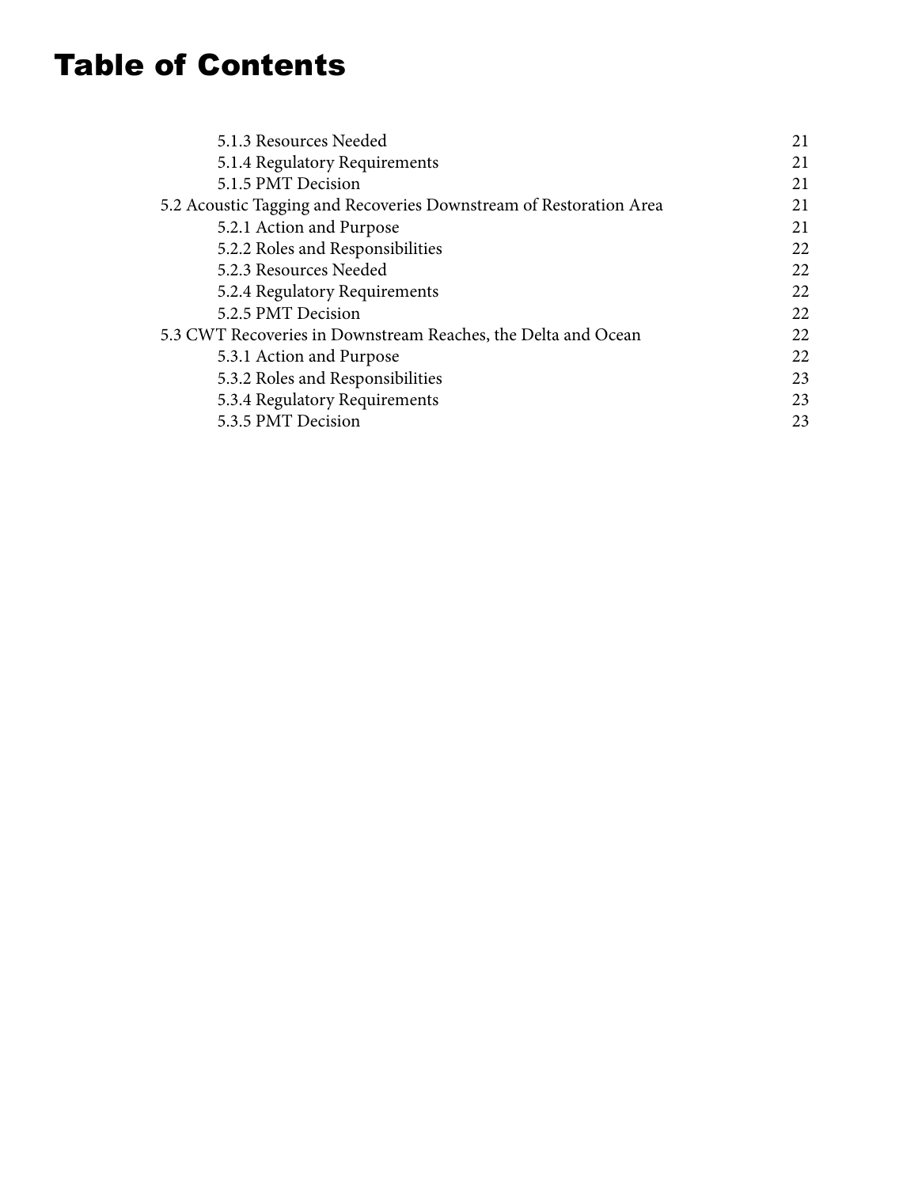# Table of Contents

| | |
|---|---|
| 5.1.3 Resources Needed | 21 |
| 5.1.4 Regulatory Requirements | 21 |
| 5.1.5 PMT Decision | 21 |
| 5.2 Acoustic Tagging and Recoveries Downstream of Restoration Area | 21 |
| 5.2.1 Action and Purpose | 21 |
| 5.2.2 Roles and Responsibilities | 22 |
| 5.2.3 Resources Needed | 22 |
| 5.2.4 Regulatory Requirements | 22 |
| 5.2.5 PMT Decision | 22 |
| 5.3 CWT Recoveries in Downstream Reaches, the Delta and Ocean | 22 |
| 5.3.1 Action and Purpose | 22 |
| 5.3.2 Roles and Responsibilities | 23 |
| 5.3.4 Regulatory Requirements | 23 |
| 5.3.5 PMT Decision | 23 |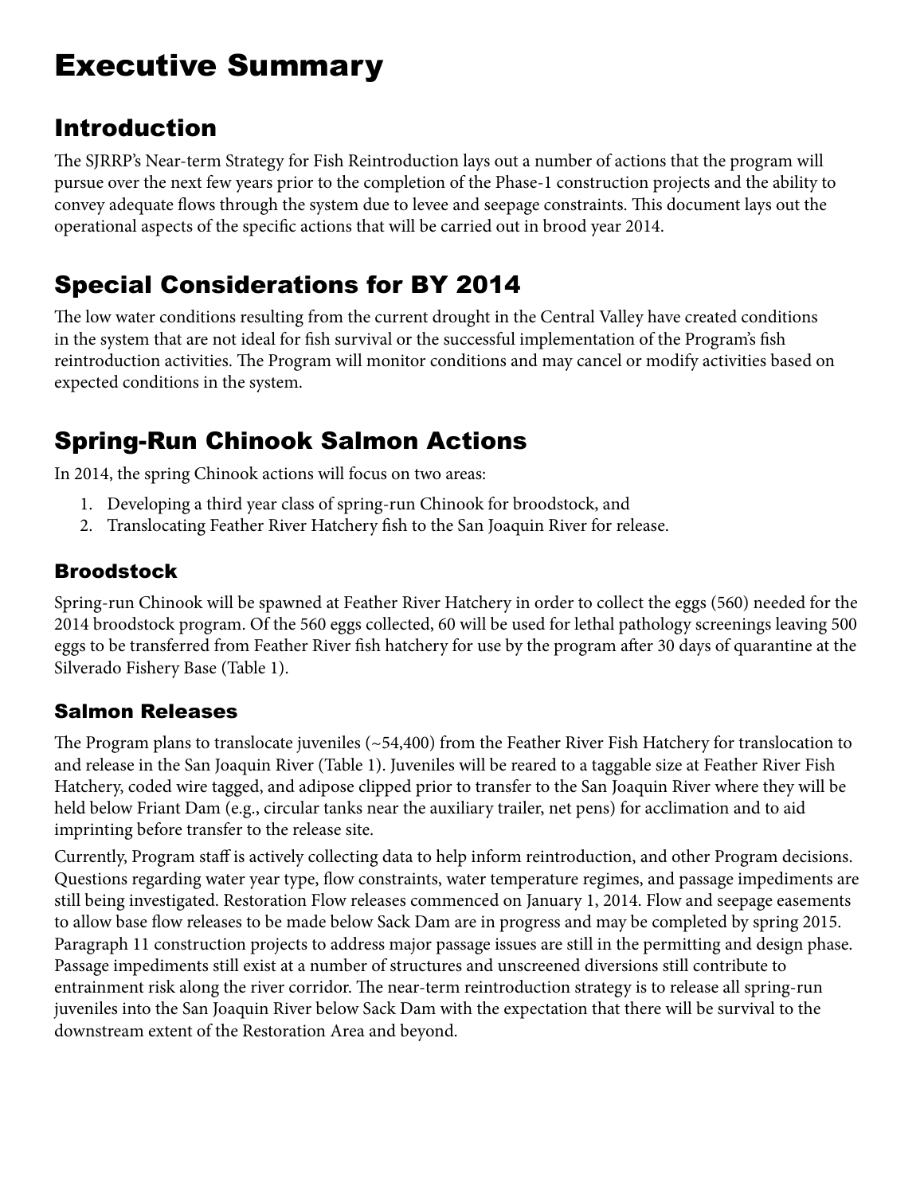# Executive Summary

## Introduction

The SJRRP's Near-term Strategy for Fish Reintroduction lays out a number of actions that the program will pursue over the next few years prior to the completion of the Phase-1 construction projects and the ability to convey adequate flows through the system due to levee and seepage constraints. This document lays out the operational aspects of the specific actions that will be carried out in brood year 2014.

## Special Considerations for BY 2014

The low water conditions resulting from the current drought in the Central Valley have created conditions in the system that are not ideal for fish survival or the successful implementation of the Program's fish reintroduction activities. The Program will monitor conditions and may cancel or modify activities based on expected conditions in the system.

## Spring-Run Chinook Salmon Actions

In 2014, the spring Chinook actions will focus on two areas:

1. Developing a third year class of spring-run Chinook for broodstock, and
2. Translocating Feather River Hatchery fish to the San Joaquin River for release.

### Broodstock

Spring-run Chinook will be spawned at Feather River Hatchery in order to collect the eggs (560) needed for the 2014 broodstock program. Of the 560 eggs collected, 60 will be used for lethal pathology screenings leaving 500 eggs to be transferred from Feather River fish hatchery for use by the program after 30 days of quarantine at the Silverado Fishery Base (Table 1).

### Salmon Releases

The Program plans to translocate juveniles (~54,400) from the Feather River Fish Hatchery for translocation to and release in the San Joaquin River (Table 1). Juveniles will be reared to a taggable size at Feather River Fish Hatchery, coded wire tagged, and adipose clipped prior to transfer to the San Joaquin River where they will be held below Friant Dam (e.g., circular tanks near the auxiliary trailer, net pens) for acclimation and to aid imprinting before transfer to the release site.

Currently, Program staff is actively collecting data to help inform reintroduction, and other Program decisions. Questions regarding water year type, flow constraints, water temperature regimes, and passage impediments are still being investigated. Restoration Flow releases commenced on January 1, 2014. Flow and seepage easements to allow base flow releases to be made below Sack Dam are in progress and may be completed by spring 2015. Paragraph 11 construction projects to address major passage issues are still in the permitting and design phase. Passage impediments still exist at a number of structures and unscreened diversions still contribute to entrainment risk along the river corridor. The near-term reintroduction strategy is to release all spring-run juveniles into the San Joaquin River below Sack Dam with the expectation that there will be survival to the downstream extent of the Restoration Area and beyond.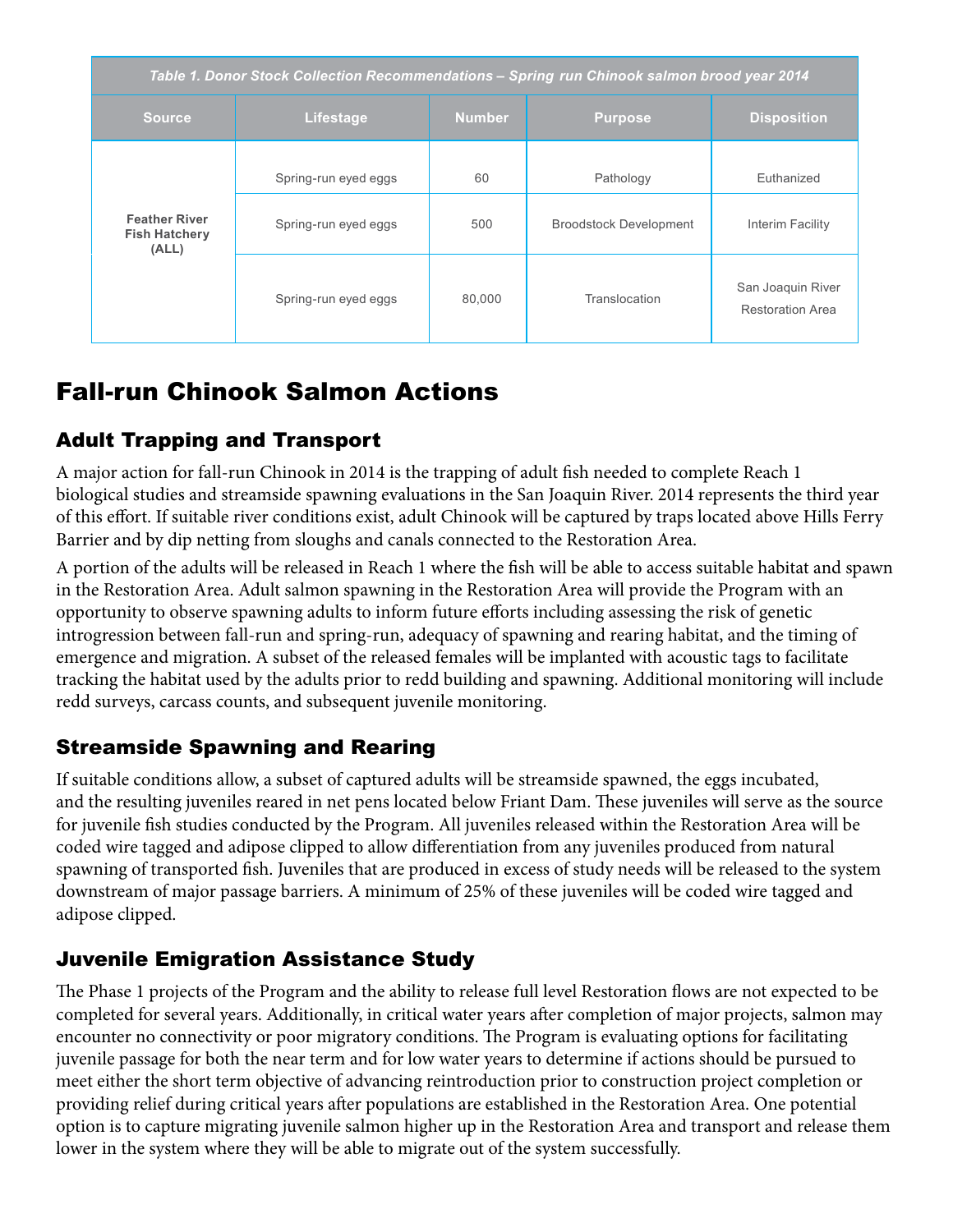| Table 1. Donor Stock Collection Recommendations – Spring run Chinook salmon brood year 2014 | | | | |
|---|---|---|---|---|
| **Source** | **Lifestage** | **Number** | **Purpose** | **Disposition** |
| **Feather River Fish Hatchery (ALL)** | Spring-run eyed eggs | 60 | Pathology | Euthanized |
| | Spring-run eyed eggs | 500 | Broodstock Development | Interim Facility |
| | Spring-run eyed eggs | 80,000 | Translocation | San Joaquin River Restoration Area |

# Fall-run Chinook Salmon Actions

## Adult Trapping and Transport

A major action for fall-run Chinook in 2014 is the trapping of adult fish needed to complete Reach 1 biological studies and streamside spawning evaluations in the San Joaquin River. 2014 represents the third year of this effort. If suitable river conditions exist, adult Chinook will be captured by traps located above Hills Ferry Barrier and by dip netting from sloughs and canals connected to the Restoration Area.

A portion of the adults will be released in Reach 1 where the fish will be able to access suitable habitat and spawn in the Restoration Area. Adult salmon spawning in the Restoration Area will provide the Program with an opportunity to observe spawning adults to inform future efforts including assessing the risk of genetic introgression between fall-run and spring-run, adequacy of spawning and rearing habitat, and the timing of emergence and migration. A subset of the released females will be implanted with acoustic tags to facilitate tracking the habitat used by the adults prior to redd building and spawning. Additional monitoring will include redd surveys, carcass counts, and subsequent juvenile monitoring.

## Streamside Spawning and Rearing

If suitable conditions allow, a subset of captured adults will be streamside spawned, the eggs incubated, and the resulting juveniles reared in net pens located below Friant Dam. These juveniles will serve as the source for juvenile fish studies conducted by the Program. All juveniles released within the Restoration Area will be coded wire tagged and adipose clipped to allow differentiation from any juveniles produced from natural spawning of transported fish. Juveniles that are produced in excess of study needs will be released to the system downstream of major passage barriers. A minimum of 25% of these juveniles will be coded wire tagged and adipose clipped.

## Juvenile Emigration Assistance Study

The Phase 1 projects of the Program and the ability to release full level Restoration flows are not expected to be completed for several years. Additionally, in critical water years after completion of major projects, salmon may encounter no connectivity or poor migratory conditions. The Program is evaluating options for facilitating juvenile passage for both the near term and for low water years to determine if actions should be pursued to meet either the short term objective of advancing reintroduction prior to construction project completion or providing relief during critical years after populations are established in the Restoration Area. One potential option is to capture migrating juvenile salmon higher up in the Restoration Area and transport and release them lower in the system where they will be able to migrate out of the system successfully.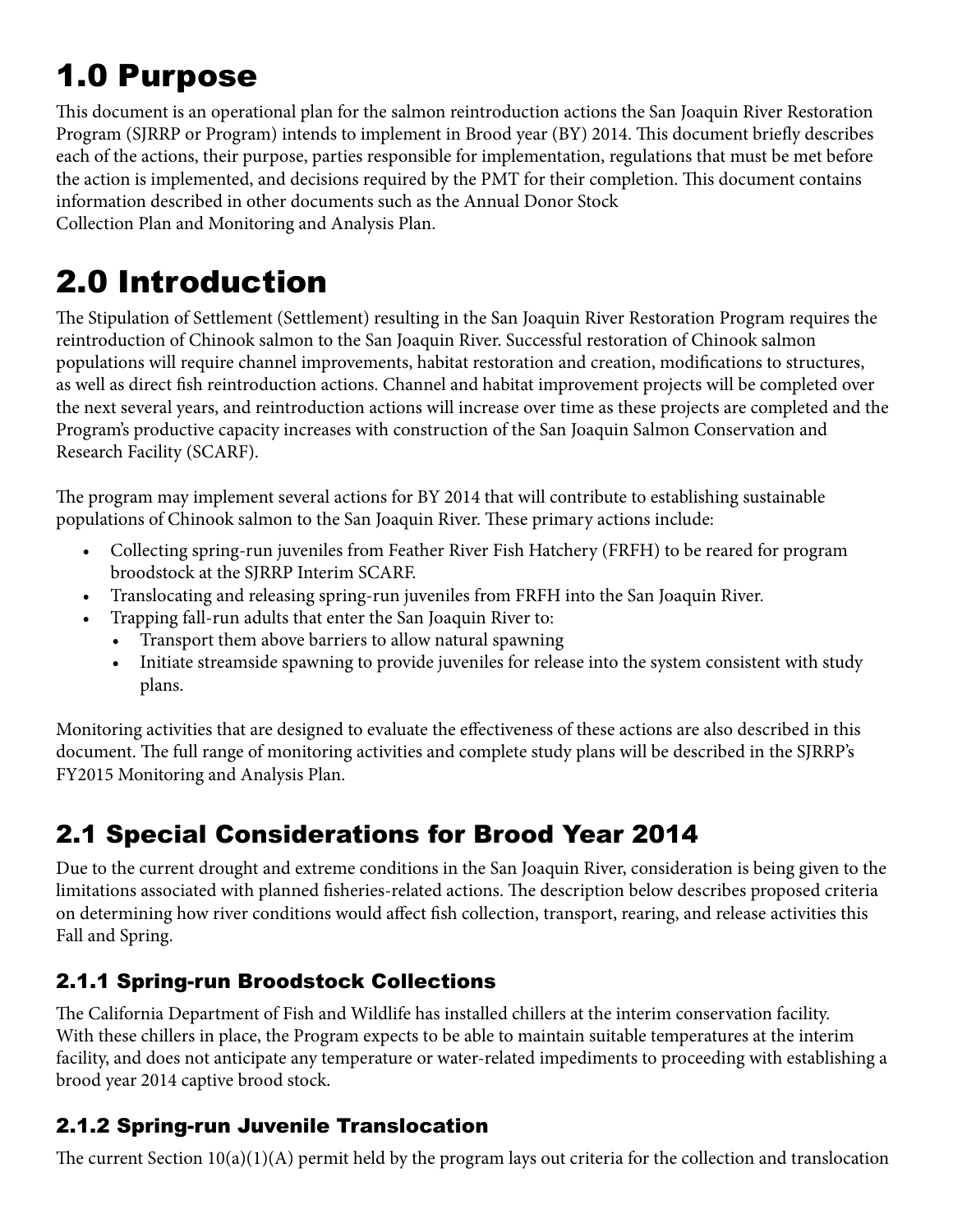# 1.0 Purpose

This document is an operational plan for the salmon reintroduction actions the San Joaquin River Restoration Program (SJRRP or Program) intends to implement in Brood year (BY) 2014. This document briefly describes each of the actions, their purpose, parties responsible for implementation, regulations that must be met before the action is implemented, and decisions required by the PMT for their completion. This document contains information described in other documents such as the Annual Donor Stock Collection Plan and Monitoring and Analysis Plan.

# 2.0 Introduction

The Stipulation of Settlement (Settlement) resulting in the San Joaquin River Restoration Program requires the reintroduction of Chinook salmon to the San Joaquin River. Successful restoration of Chinook salmon populations will require channel improvements, habitat restoration and creation, modifications to structures, as well as direct fish reintroduction actions. Channel and habitat improvement projects will be completed over the next several years, and reintroduction actions will increase over time as these projects are completed and the Program's productive capacity increases with construction of the San Joaquin Salmon Conservation and Research Facility (SCARF).

The program may implement several actions for BY 2014 that will contribute to establishing sustainable populations of Chinook salmon to the San Joaquin River. These primary actions include:

- Collecting spring-run juveniles from Feather River Fish Hatchery (FRFH) to be reared for program broodstock at the SJRRP Interim SCARF.
- Translocating and releasing spring-run juveniles from FRFH into the San Joaquin River.
- Trapping fall-run adults that enter the San Joaquin River to:
  - Transport them above barriers to allow natural spawning
  - Initiate streamside spawning to provide juveniles for release into the system consistent with study plans.

Monitoring activities that are designed to evaluate the effectiveness of these actions are also described in this document. The full range of monitoring activities and complete study plans will be described in the SJRRP's FY2015 Monitoring and Analysis Plan.

## 2.1 Special Considerations for Brood Year 2014

Due to the current drought and extreme conditions in the San Joaquin River, consideration is being given to the limitations associated with planned fisheries-related actions. The description below describes proposed criteria on determining how river conditions would affect fish collection, transport, rearing, and release activities this Fall and Spring.

### 2.1.1 Spring-run Broodstock Collections

The California Department of Fish and Wildlife has installed chillers at the interim conservation facility. With these chillers in place, the Program expects to be able to maintain suitable temperatures at the interim facility, and does not anticipate any temperature or water-related impediments to proceeding with establishing a brood year 2014 captive brood stock.

### 2.1.2 Spring-run Juvenile Translocation

The current Section 10(a)(1)(A) permit held by the program lays out criteria for the collection and translocation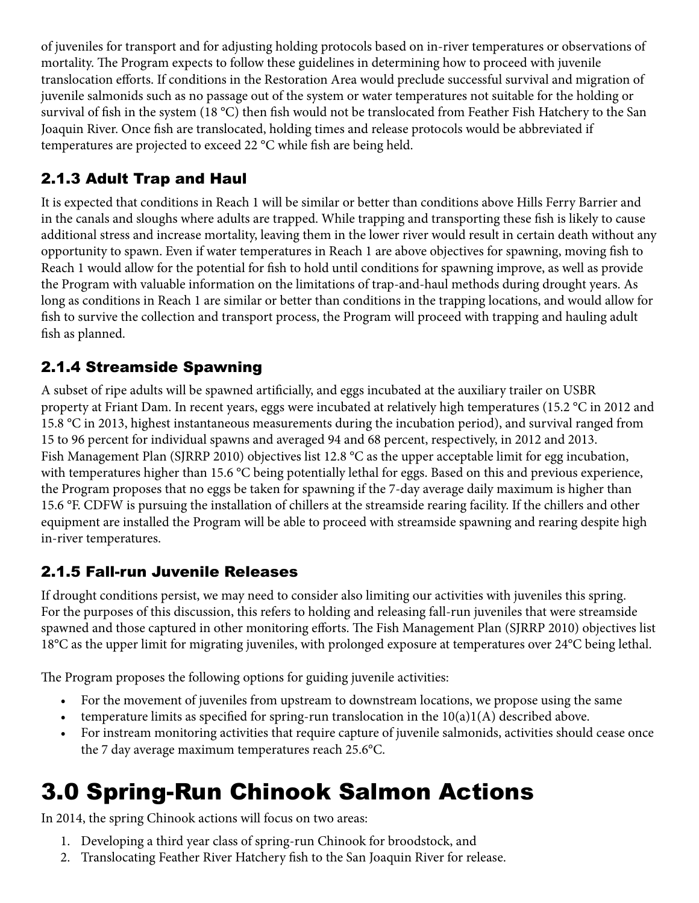of juveniles for transport and for adjusting holding protocols based on in-river temperatures or observations of mortality. The Program expects to follow these guidelines in determining how to proceed with juvenile translocation efforts. If conditions in the Restoration Area would preclude successful survival and migration of juvenile salmonids such as no passage out of the system or water temperatures not suitable for the holding or survival of fish in the system (18 °C) then fish would not be translocated from Feather Fish Hatchery to the San Joaquin River. Once fish are translocated, holding times and release protocols would be abbreviated if temperatures are projected to exceed 22 °C while fish are being held.

### 2.1.3 Adult Trap and Haul

It is expected that conditions in Reach 1 will be similar or better than conditions above Hills Ferry Barrier and in the canals and sloughs where adults are trapped. While trapping and transporting these fish is likely to cause additional stress and increase mortality, leaving them in the lower river would result in certain death without any opportunity to spawn. Even if water temperatures in Reach 1 are above objectives for spawning, moving fish to Reach 1 would allow for the potential for fish to hold until conditions for spawning improve, as well as provide the Program with valuable information on the limitations of trap-and-haul methods during drought years. As long as conditions in Reach 1 are similar or better than conditions in the trapping locations, and would allow for fish to survive the collection and transport process, the Program will proceed with trapping and hauling adult fish as planned.

### 2.1.4 Streamside Spawning

A subset of ripe adults will be spawned artificially, and eggs incubated at the auxiliary trailer on USBR property at Friant Dam. In recent years, eggs were incubated at relatively high temperatures (15.2 °C in 2012 and 15.8 °C in 2013, highest instantaneous measurements during the incubation period), and survival ranged from 15 to 96 percent for individual spawns and averaged 94 and 68 percent, respectively, in 2012 and 2013. Fish Management Plan (SJRRP 2010) objectives list 12.8 °C as the upper acceptable limit for egg incubation, with temperatures higher than 15.6 °C being potentially lethal for eggs. Based on this and previous experience, the Program proposes that no eggs be taken for spawning if the 7-day average daily maximum is higher than 15.6 °F. CDFW is pursuing the installation of chillers at the streamside rearing facility. If the chillers and other equipment are installed the Program will be able to proceed with streamside spawning and rearing despite high in-river temperatures.

### 2.1.5 Fall-run Juvenile Releases

If drought conditions persist, we may need to consider also limiting our activities with juveniles this spring. For the purposes of this discussion, this refers to holding and releasing fall-run juveniles that were streamside spawned and those captured in other monitoring efforts. The Fish Management Plan (SJRRP 2010) objectives list 18°C as the upper limit for migrating juveniles, with prolonged exposure at temperatures over 24°C being lethal.

The Program proposes the following options for guiding juvenile activities:

- For the movement of juveniles from upstream to downstream locations, we propose using the same
- temperature limits as specified for spring-run translocation in the 10(a)1(A) described above.
- For instream monitoring activities that require capture of juvenile salmonids, activities should cease once the 7 day average maximum temperatures reach 25.6°C.

# 3.0 Spring-Run Chinook Salmon Actions

In 2014, the spring Chinook actions will focus on two areas:

1. Developing a third year class of spring-run Chinook for broodstock, and
2. Translocating Feather River Hatchery fish to the San Joaquin River for release.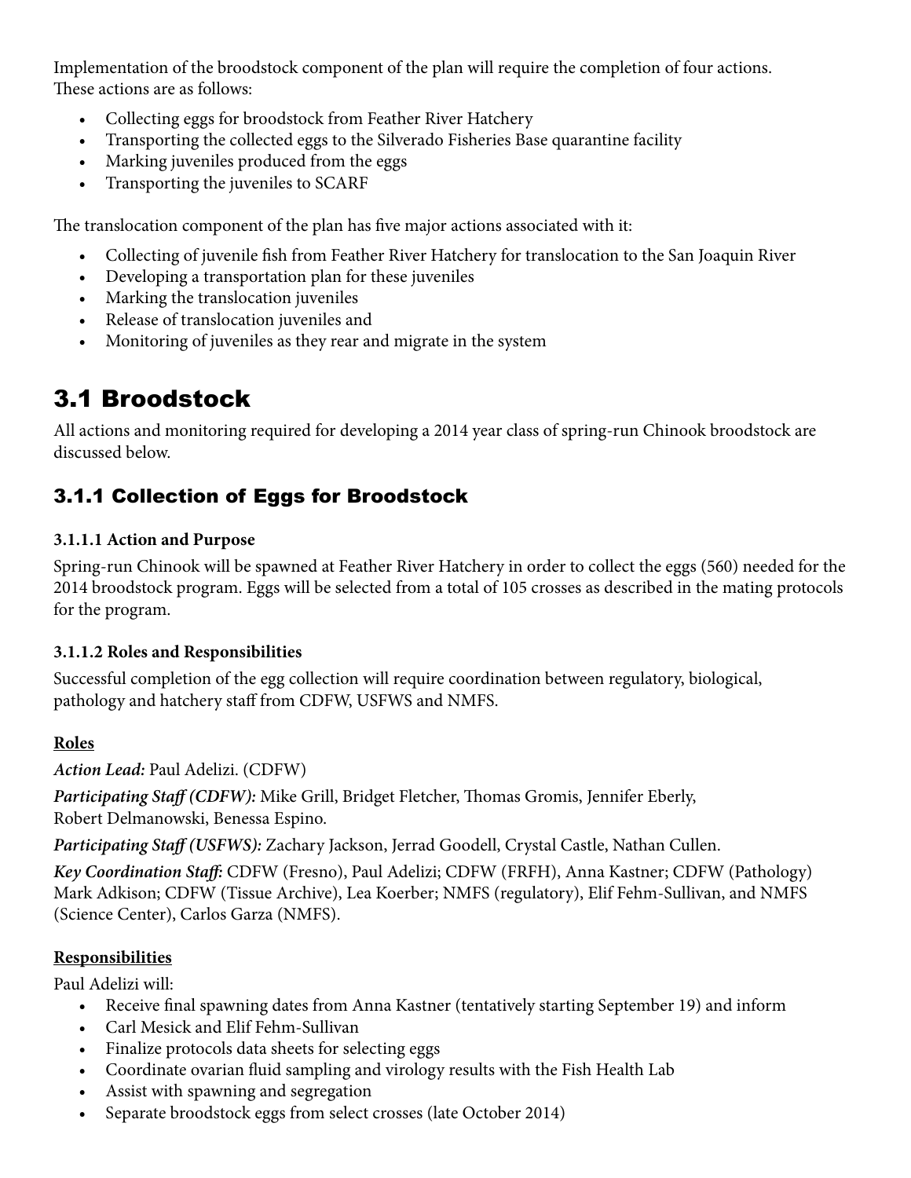Implementation of the broodstock component of the plan will require the completion of four actions. These actions are as follows:

- Collecting eggs for broodstock from Feather River Hatchery
- Transporting the collected eggs to the Silverado Fisheries Base quarantine facility
- Marking juveniles produced from the eggs
- Transporting the juveniles to SCARF

The translocation component of the plan has five major actions associated with it:

- Collecting of juvenile fish from Feather River Hatchery for translocation to the San Joaquin River
- Developing a transportation plan for these juveniles
- Marking the translocation juveniles
- Release of translocation juveniles and
- Monitoring of juveniles as they rear and migrate in the system

# 3.1 Broodstock

All actions and monitoring required for developing a 2014 year class of spring-run Chinook broodstock are discussed below.

## 3.1.1 Collection of Eggs for Broodstock

### 3.1.1.1 Action and Purpose

Spring-run Chinook will be spawned at Feather River Hatchery in order to collect the eggs (560) needed for the 2014 broodstock program. Eggs will be selected from a total of 105 crosses as described in the mating protocols for the program.

### 3.1.1.2 Roles and Responsibilities

Successful completion of the egg collection will require coordination between regulatory, biological, pathology and hatchery staff from CDFW, USFWS and NMFS.

**Roles**

***Action Lead:*** Paul Adelizi. (CDFW)

***Participating Staff (CDFW):*** Mike Grill, Bridget Fletcher, Thomas Gromis, Jennifer Eberly, Robert Delmanowski, Benessa Espino.

***Participating Staff (USFWS):*** Zachary Jackson, Jerrad Goodell, Crystal Castle, Nathan Cullen.

***Key Coordination Staff:*** CDFW (Fresno), Paul Adelizi; CDFW (FRFH), Anna Kastner; CDFW (Pathology) Mark Adkison; CDFW (Tissue Archive), Lea Koerber; NMFS (regulatory), Elif Fehm-Sullivan, and NMFS (Science Center), Carlos Garza (NMFS).

**Responsibilities**

Paul Adelizi will:

- Receive final spawning dates from Anna Kastner (tentatively starting September 19) and inform
- Carl Mesick and Elif Fehm-Sullivan
- Finalize protocols data sheets for selecting eggs
- Coordinate ovarian fluid sampling and virology results with the Fish Health Lab
- Assist with spawning and segregation
- Separate broodstock eggs from select crosses (late October 2014)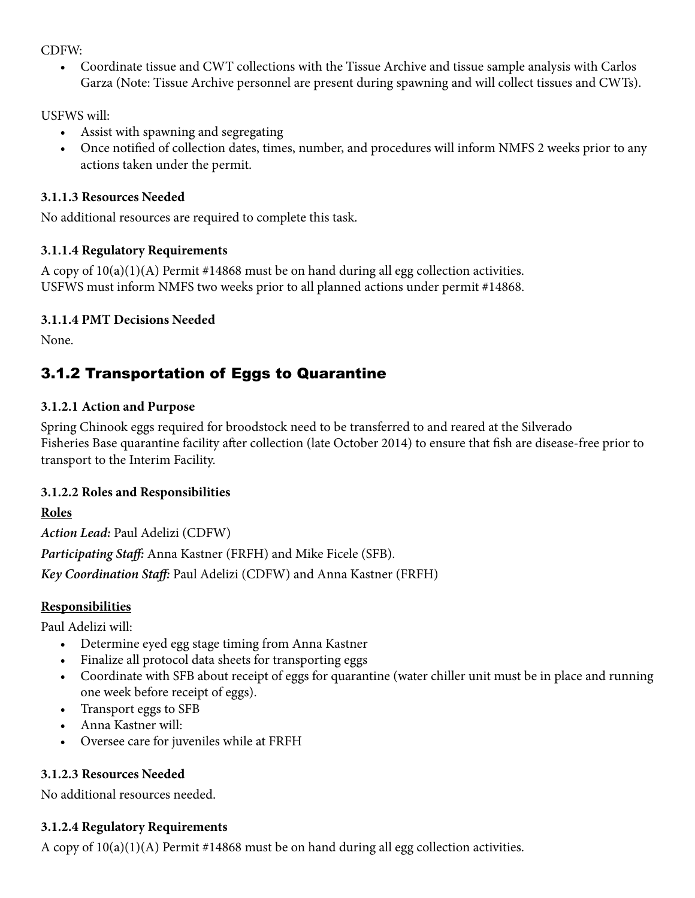CDFW:

- Coordinate tissue and CWT collections with the Tissue Archive and tissue sample analysis with Carlos Garza (Note: Tissue Archive personnel are present during spawning and will collect tissues and CWTs).

USFWS will:

- Assist with spawning and segregating
- Once notified of collection dates, times, number, and procedures will inform NMFS 2 weeks prior to any actions taken under the permit.

**3.1.1.3 Resources Needed**

No additional resources are required to complete this task.

**3.1.1.4 Regulatory Requirements**

A copy of 10(a)(1)(A) Permit #14868 must be on hand during all egg collection activities.
USFWS must inform NMFS two weeks prior to all planned actions under permit #14868.

**3.1.1.4 PMT Decisions Needed**

None.

## 3.1.2 Transportation of Eggs to Quarantine

**3.1.2.1 Action and Purpose**

Spring Chinook eggs required for broodstock need to be transferred to and reared at the Silverado Fisheries Base quarantine facility after collection (late October 2014) to ensure that fish are disease-free prior to transport to the Interim Facility.

**3.1.2.2 Roles and Responsibilities**

**Roles**

***Action Lead:*** Paul Adelizi (CDFW)

***Participating Staff:*** Anna Kastner (FRFH) and Mike Ficele (SFB).

***Key Coordination Staff:*** Paul Adelizi (CDFW) and Anna Kastner (FRFH)

**Responsibilities**

Paul Adelizi will:

- Determine eyed egg stage timing from Anna Kastner
- Finalize all protocol data sheets for transporting eggs
- Coordinate with SFB about receipt of eggs for quarantine (water chiller unit must be in place and running one week before receipt of eggs).
- Transport eggs to SFB
- Anna Kastner will:
- Oversee care for juveniles while at FRFH

**3.1.2.3 Resources Needed**

No additional resources needed.

**3.1.2.4 Regulatory Requirements**

A copy of 10(a)(1)(A) Permit #14868 must be on hand during all egg collection activities.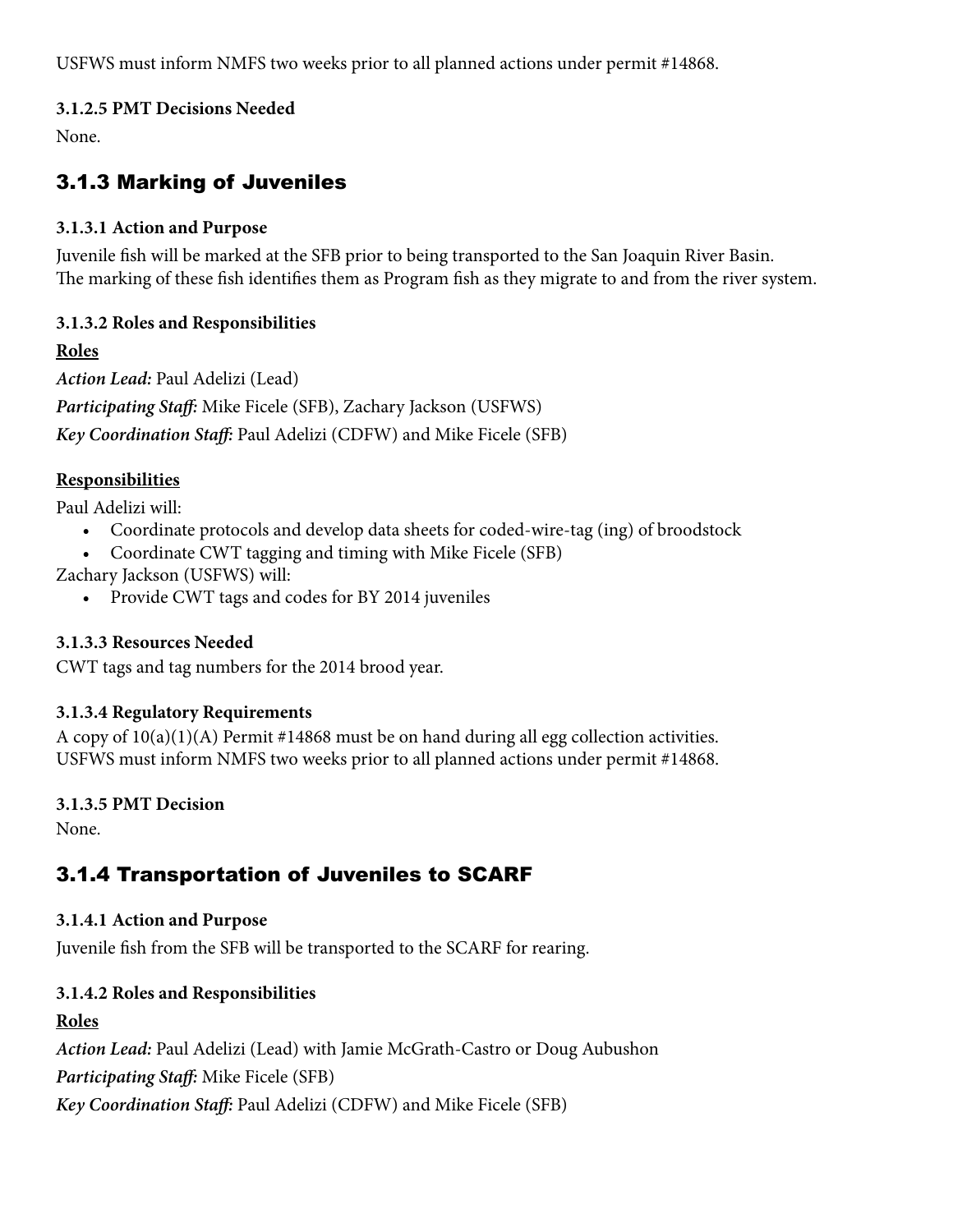USFWS must inform NMFS two weeks prior to all planned actions under permit #14868.

**3.1.2.5 PMT Decisions Needed**

None.

## 3.1.3 Marking of Juveniles

**3.1.3.1 Action and Purpose**

Juvenile fish will be marked at the SFB prior to being transported to the San Joaquin River Basin. The marking of these fish identifies them as Program fish as they migrate to and from the river system.

**3.1.3.2 Roles and Responsibilities**

**Roles**

***Action Lead:*** Paul Adelizi (Lead)

***Participating Staff:*** Mike Ficele (SFB), Zachary Jackson (USFWS)

***Key Coordination Staff:*** Paul Adelizi (CDFW) and Mike Ficele (SFB)

**Responsibilities**

Paul Adelizi will:

- Coordinate protocols and develop data sheets for coded-wire-tag (ing) of broodstock
- Coordinate CWT tagging and timing with Mike Ficele (SFB)

Zachary Jackson (USFWS) will:

- Provide CWT tags and codes for BY 2014 juveniles

**3.1.3.3 Resources Needed**

CWT tags and tag numbers for the 2014 brood year.

**3.1.3.4 Regulatory Requirements**

A copy of 10(a)(1)(A) Permit #14868 must be on hand during all egg collection activities. USFWS must inform NMFS two weeks prior to all planned actions under permit #14868.

**3.1.3.5 PMT Decision**

None.

## 3.1.4 Transportation of Juveniles to SCARF

**3.1.4.1 Action and Purpose**

Juvenile fish from the SFB will be transported to the SCARF for rearing.

**3.1.4.2 Roles and Responsibilities**

**Roles**

***Action Lead:*** Paul Adelizi (Lead) with Jamie McGrath-Castro or Doug Aubushon

***Participating Staff:*** Mike Ficele (SFB)

***Key Coordination Staff:*** Paul Adelizi (CDFW) and Mike Ficele (SFB)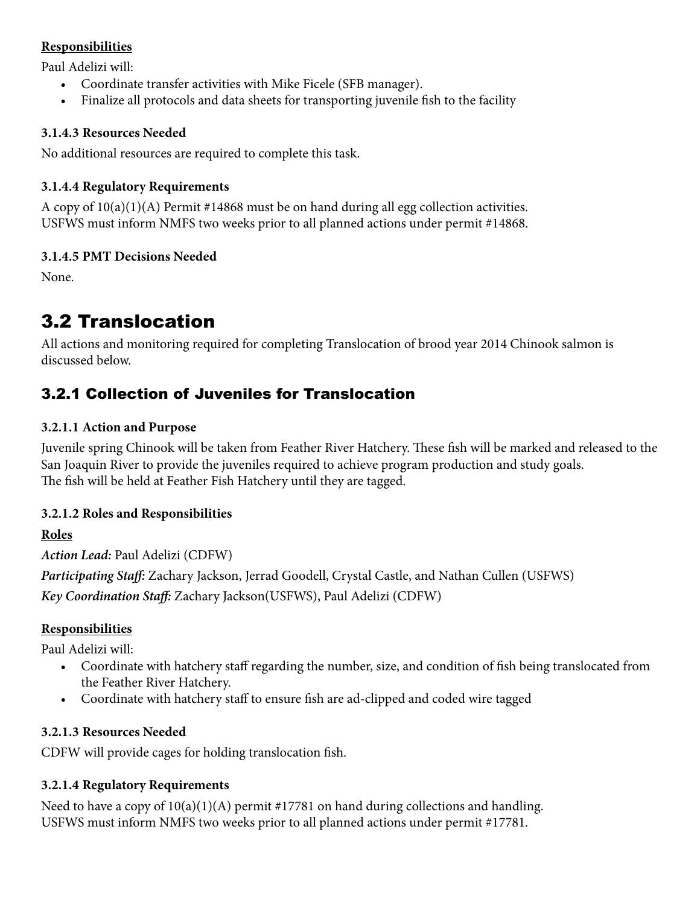**Responsibilities**

Paul Adelizi will:

- Coordinate transfer activities with Mike Ficele (SFB manager).
- Finalize all protocols and data sheets for transporting juvenile fish to the facility

#### 3.1.4.3 Resources Needed

No additional resources are required to complete this task.

#### 3.1.4.4 Regulatory Requirements

A copy of 10(a)(1)(A) Permit #14868 must be on hand during all egg collection activities.
USFWS must inform NMFS two weeks prior to all planned actions under permit #14868.

#### 3.1.4.5 PMT Decisions Needed

None.

# 3.2 Translocation

All actions and monitoring required for completing Translocation of brood year 2014 Chinook salmon is discussed below.

## 3.2.1 Collection of Juveniles for Translocation

#### 3.2.1.1 Action and Purpose

Juvenile spring Chinook will be taken from Feather River Hatchery. These fish will be marked and released to the San Joaquin River to provide the juveniles required to achieve program production and study goals.
The fish will be held at Feather Fish Hatchery until they are tagged.

#### 3.2.1.2 Roles and Responsibilities

**Roles**

***Action Lead:*** Paul Adelizi (CDFW)

***Participating Staff:*** Zachary Jackson, Jerrad Goodell, Crystal Castle, and Nathan Cullen (USFWS)

***Key Coordination Staff:*** Zachary Jackson(USFWS), Paul Adelizi (CDFW)

**Responsibilities**

Paul Adelizi will:

- Coordinate with hatchery staff regarding the number, size, and condition of fish being translocated from the Feather River Hatchery.
- Coordinate with hatchery staff to ensure fish are ad-clipped and coded wire tagged

#### 3.2.1.3 Resources Needed

CDFW will provide cages for holding translocation fish.

#### 3.2.1.4 Regulatory Requirements

Need to have a copy of 10(a)(1)(A) permit #17781 on hand during collections and handling.
USFWS must inform NMFS two weeks prior to all planned actions under permit #17781.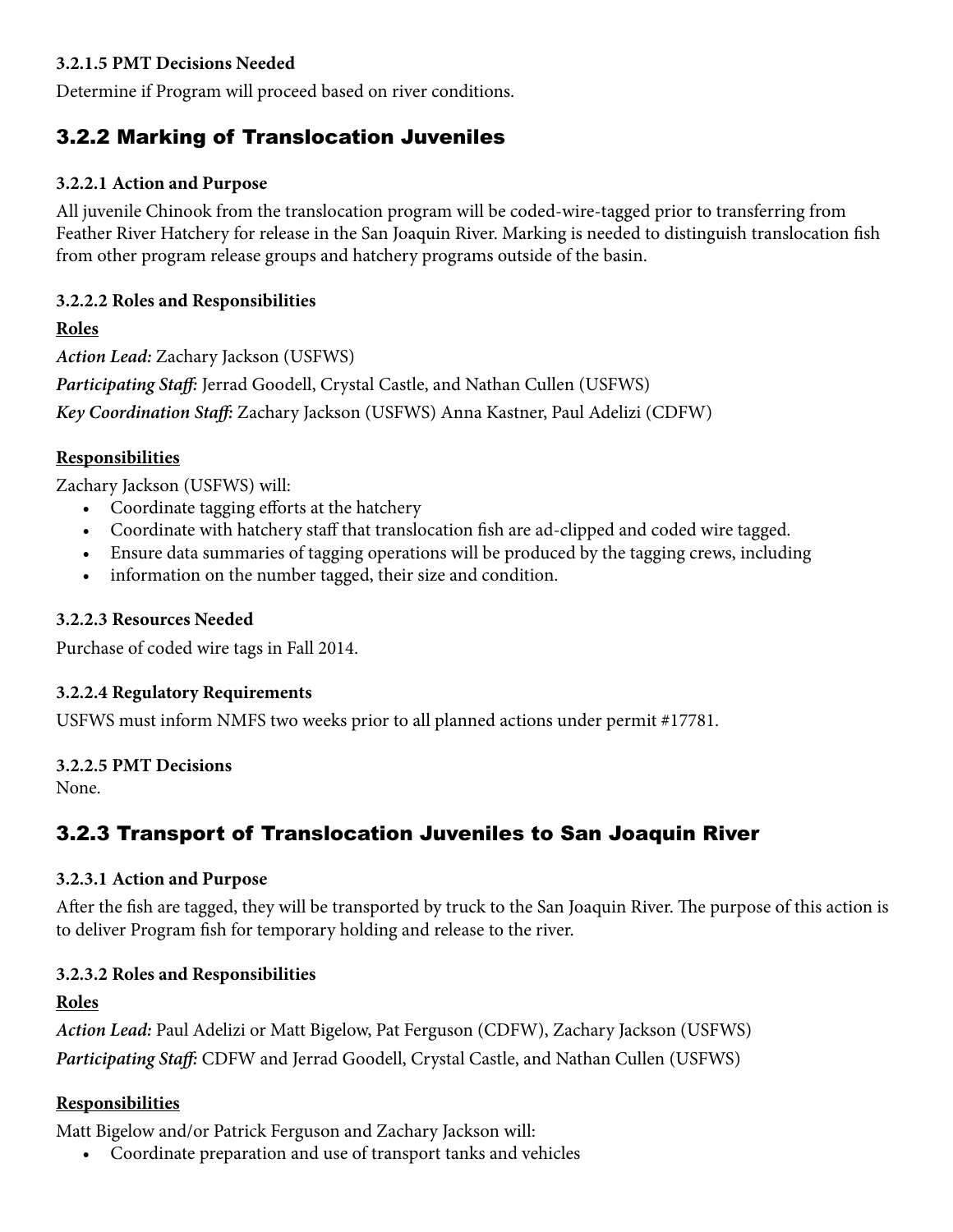#### 3.2.1.5 PMT Decisions Needed

Determine if Program will proceed based on river conditions.

## 3.2.2 Marking of Translocation Juveniles

#### 3.2.2.1 Action and Purpose

All juvenile Chinook from the translocation program will be coded-wire-tagged prior to transferring from Feather River Hatchery for release in the San Joaquin River. Marking is needed to distinguish translocation fish from other program release groups and hatchery programs outside of the basin.

#### 3.2.2.2 Roles and Responsibilities

<u>**Roles**</u>

***Action Lead:*** Zachary Jackson (USFWS)

***Participating Staff:*** Jerrad Goodell, Crystal Castle, and Nathan Cullen (USFWS)

***Key Coordination Staff:*** Zachary Jackson (USFWS) Anna Kastner, Paul Adelizi (CDFW)

<u>**Responsibilities**</u>

Zachary Jackson (USFWS) will:

- Coordinate tagging efforts at the hatchery
- Coordinate with hatchery staff that translocation fish are ad-clipped and coded wire tagged.
- Ensure data summaries of tagging operations will be produced by the tagging crews, including
- information on the number tagged, their size and condition.

#### 3.2.2.3 Resources Needed

Purchase of coded wire tags in Fall 2014.

#### 3.2.2.4 Regulatory Requirements

USFWS must inform NMFS two weeks prior to all planned actions under permit #17781.

#### 3.2.2.5 PMT Decisions

None.

## 3.2.3 Transport of Translocation Juveniles to San Joaquin River

#### 3.2.3.1 Action and Purpose

After the fish are tagged, they will be transported by truck to the San Joaquin River. The purpose of this action is to deliver Program fish for temporary holding and release to the river.

#### 3.2.3.2 Roles and Responsibilities

<u>**Roles**</u>

***Action Lead:*** Paul Adelizi or Matt Bigelow, Pat Ferguson (CDFW), Zachary Jackson (USFWS)

***Participating Staff:*** CDFW and Jerrad Goodell, Crystal Castle, and Nathan Cullen (USFWS)

<u>**Responsibilities**</u>

Matt Bigelow and/or Patrick Ferguson and Zachary Jackson will:

- Coordinate preparation and use of transport tanks and vehicles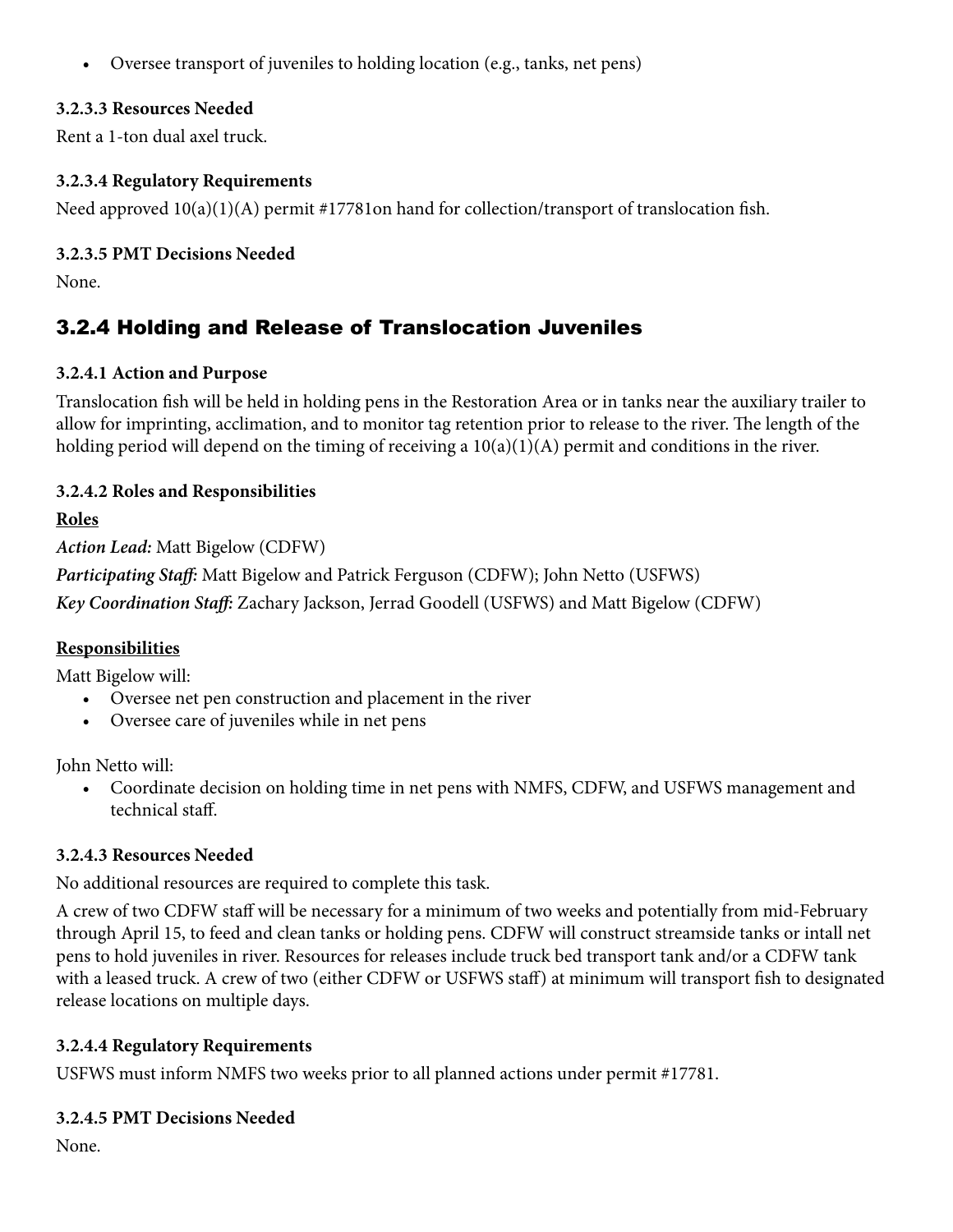- Oversee transport of juveniles to holding location (e.g., tanks, net pens)

**3.2.3.3 Resources Needed**

Rent a 1-ton dual axel truck.

**3.2.3.4 Regulatory Requirements**

Need approved 10(a)(1)(A) permit #17781on hand for collection/transport of translocation fish.

**3.2.3.5 PMT Decisions Needed**

None.

## 3.2.4 Holding and Release of Translocation Juveniles

**3.2.4.1 Action and Purpose**

Translocation fish will be held in holding pens in the Restoration Area or in tanks near the auxiliary trailer to allow for imprinting, acclimation, and to monitor tag retention prior to release to the river. The length of the holding period will depend on the timing of receiving a 10(a)(1)(A) permit and conditions in the river.

**3.2.4.2 Roles and Responsibilities**

**Roles**

***Action Lead:*** Matt Bigelow (CDFW)

***Participating Staff:*** Matt Bigelow and Patrick Ferguson (CDFW); John Netto (USFWS)

***Key Coordination Staff:*** Zachary Jackson, Jerrad Goodell (USFWS) and Matt Bigelow (CDFW)

**Responsibilities**

Matt Bigelow will:

- Oversee net pen construction and placement in the river
- Oversee care of juveniles while in net pens

John Netto will:

- Coordinate decision on holding time in net pens with NMFS, CDFW, and USFWS management and technical staff.

**3.2.4.3 Resources Needed**

No additional resources are required to complete this task.

A crew of two CDFW staff will be necessary for a minimum of two weeks and potentially from mid-February through April 15, to feed and clean tanks or holding pens. CDFW will construct streamside tanks or intall net pens to hold juveniles in river. Resources for releases include truck bed transport tank and/or a CDFW tank with a leased truck. A crew of two (either CDFW or USFWS staff) at minimum will transport fish to designated release locations on multiple days.

**3.2.4.4 Regulatory Requirements**

USFWS must inform NMFS two weeks prior to all planned actions under permit #17781.

**3.2.4.5 PMT Decisions Needed**

None.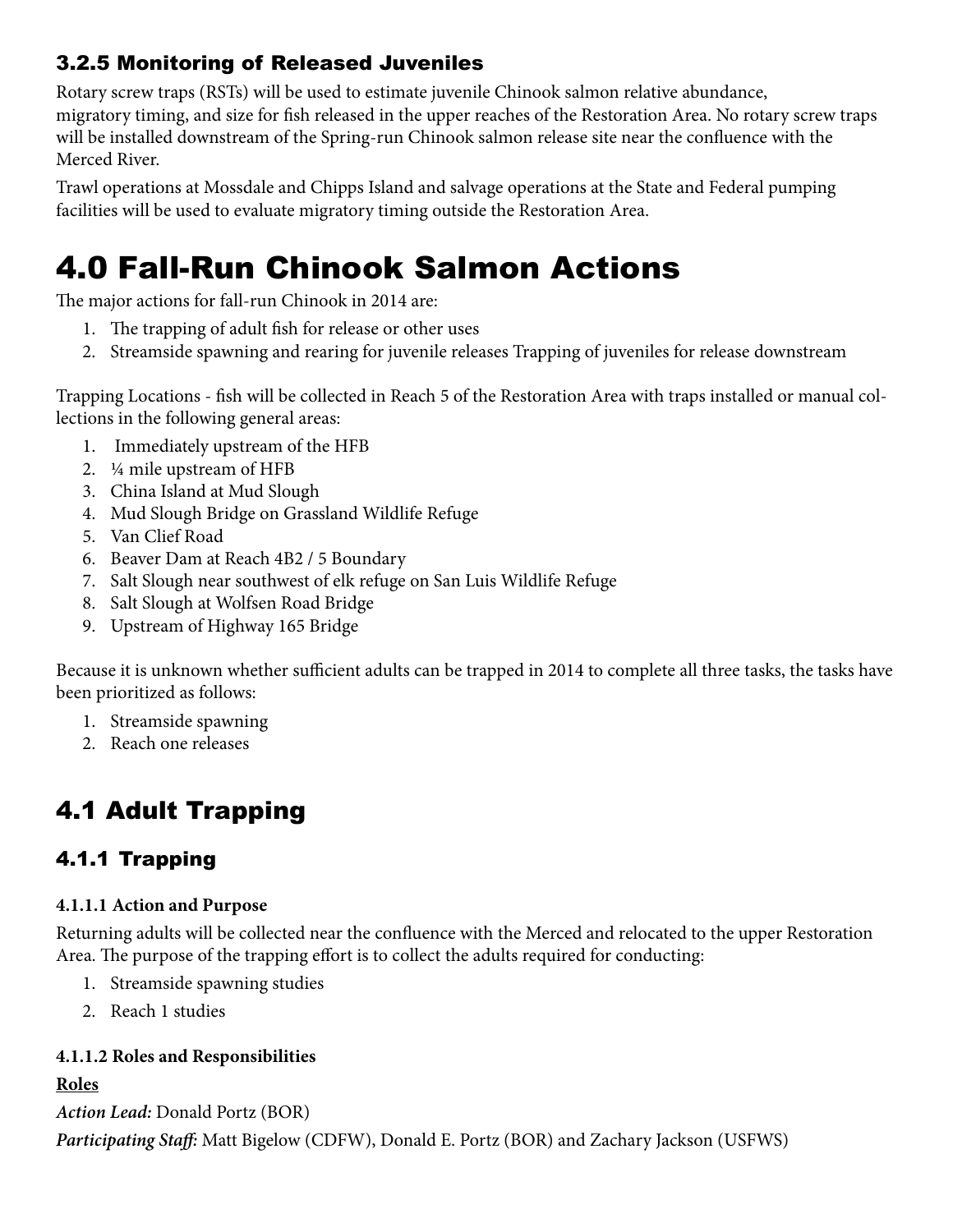### 3.2.5 Monitoring of Released Juveniles

Rotary screw traps (RSTs) will be used to estimate juvenile Chinook salmon relative abundance, migratory timing, and size for fish released in the upper reaches of the Restoration Area. No rotary screw traps will be installed downstream of the Spring-run Chinook salmon release site near the confluence with the Merced River.

Trawl operations at Mossdale and Chipps Island and salvage operations at the State and Federal pumping facilities will be used to evaluate migratory timing outside the Restoration Area.

# 4.0 Fall-Run Chinook Salmon Actions

The major actions for fall-run Chinook in 2014 are:

1. The trapping of adult fish for release or other uses
2. Streamside spawning and rearing for juvenile releases Trapping of juveniles for release downstream

Trapping Locations - fish will be collected in Reach 5 of the Restoration Area with traps installed or manual collections in the following general areas:

1. Immediately upstream of the HFB
2. ¼ mile upstream of HFB
3. China Island at Mud Slough
4. Mud Slough Bridge on Grassland Wildlife Refuge
5. Van Clief Road
6. Beaver Dam at Reach 4B2 / 5 Boundary
7. Salt Slough near southwest of elk refuge on San Luis Wildlife Refuge
8. Salt Slough at Wolfsen Road Bridge
9. Upstream of Highway 165 Bridge

Because it is unknown whether sufficient adults can be trapped in 2014 to complete all three tasks, the tasks have been prioritized as follows:

1. Streamside spawning
2. Reach one releases

## 4.1 Adult Trapping

### 4.1.1 Trapping

#### 4.1.1.1 Action and Purpose

Returning adults will be collected near the confluence with the Merced and relocated to the upper Restoration Area. The purpose of the trapping effort is to collect the adults required for conducting:

1. Streamside spawning studies
2. Reach 1 studies

#### 4.1.1.2 Roles and Responsibilities

<u>Roles</u>

***Action Lead:*** Donald Portz (BOR)

***Participating Staff:*** Matt Bigelow (CDFW), Donald E. Portz (BOR) and Zachary Jackson (USFWS)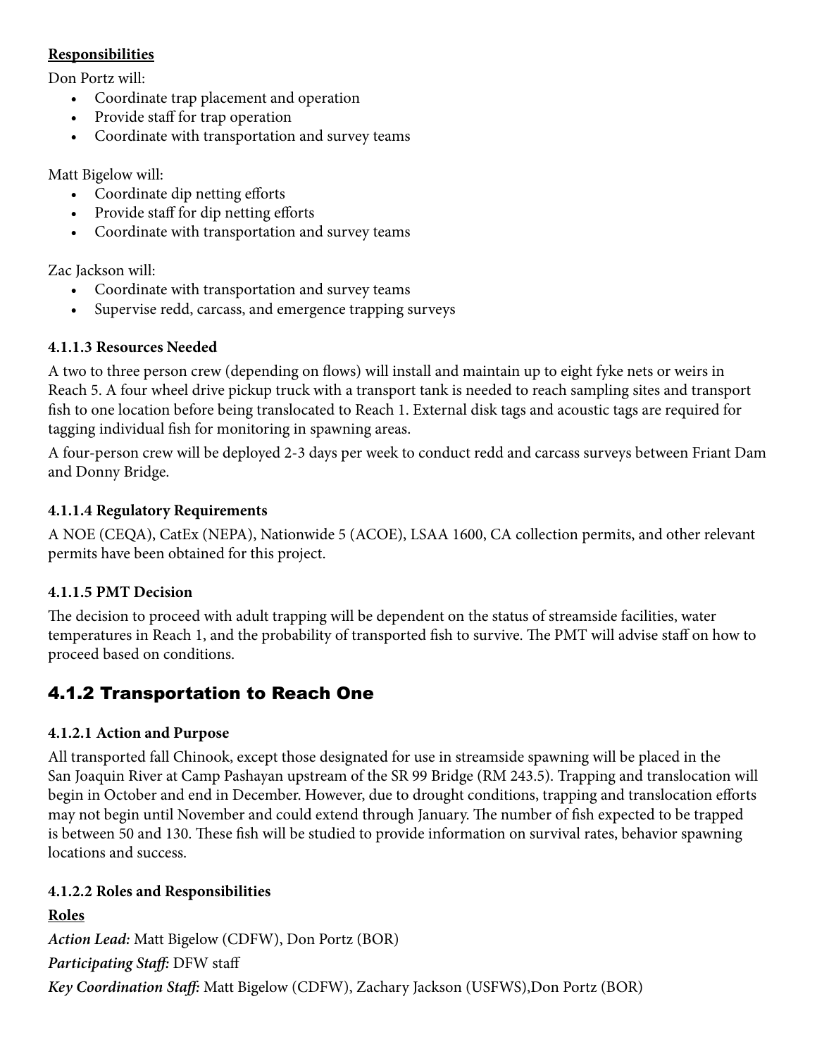**Responsibilities**

Don Portz will:

- Coordinate trap placement and operation
- Provide staff for trap operation
- Coordinate with transportation and survey teams

Matt Bigelow will:

- Coordinate dip netting efforts
- Provide staff for dip netting efforts
- Coordinate with transportation and survey teams

Zac Jackson will:

- Coordinate with transportation and survey teams
- Supervise redd, carcass, and emergence trapping surveys

#### 4.1.1.3 Resources Needed

A two to three person crew (depending on flows) will install and maintain up to eight fyke nets or weirs in Reach 5. A four wheel drive pickup truck with a transport tank is needed to reach sampling sites and transport fish to one location before being translocated to Reach 1. External disk tags and acoustic tags are required for tagging individual fish for monitoring in spawning areas.

A four-person crew will be deployed 2-3 days per week to conduct redd and carcass surveys between Friant Dam and Donny Bridge.

#### 4.1.1.4 Regulatory Requirements

A NOE (CEQA), CatEx (NEPA), Nationwide 5 (ACOE), LSAA 1600, CA collection permits, and other relevant permits have been obtained for this project.

#### 4.1.1.5 PMT Decision

The decision to proceed with adult trapping will be dependent on the status of streamside facilities, water temperatures in Reach 1, and the probability of transported fish to survive. The PMT will advise staff on how to proceed based on conditions.

## 4.1.2 Transportation to Reach One

#### 4.1.2.1 Action and Purpose

All transported fall Chinook, except those designated for use in streamside spawning will be placed in the San Joaquin River at Camp Pashayan upstream of the SR 99 Bridge (RM 243.5). Trapping and translocation will begin in October and end in December. However, due to drought conditions, trapping and translocation efforts may not begin until November and could extend through January. The number of fish expected to be trapped is between 50 and 130. These fish will be studied to provide information on survival rates, behavior spawning locations and success.

#### 4.1.2.2 Roles and Responsibilities

**Roles**

***Action Lead:*** Matt Bigelow (CDFW), Don Portz (BOR)

***Participating Staff:*** DFW staff

***Key Coordination Staff:*** Matt Bigelow (CDFW), Zachary Jackson (USFWS),Don Portz (BOR)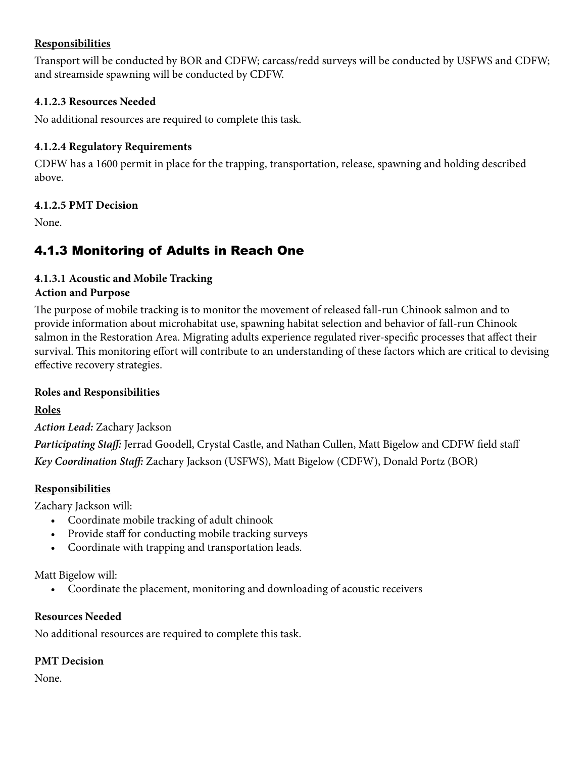**<u>Responsibilities</u>**

Transport will be conducted by BOR and CDFW; carcass/redd surveys will be conducted by USFWS and CDFW; and streamside spawning will be conducted by CDFW.

#### 4.1.2.3 Resources Needed

No additional resources are required to complete this task.

#### 4.1.2.4 Regulatory Requirements

CDFW has a 1600 permit in place for the trapping, transportation, release, spawning and holding described above.

#### 4.1.2.5 PMT Decision

None.

## 4.1.3 Monitoring of Adults in Reach One

#### 4.1.3.1 Acoustic and Mobile Tracking

**Action and Purpose**

The purpose of mobile tracking is to monitor the movement of released fall-run Chinook salmon and to provide information about microhabitat use, spawning habitat selection and behavior of fall-run Chinook salmon in the Restoration Area. Migrating adults experience regulated river-specific processes that affect their survival. This monitoring effort will contribute to an understanding of these factors which are critical to devising effective recovery strategies.

**Roles and Responsibilities**

**<u>Roles</u>**

***Action Lead:*** Zachary Jackson

***Participating Staff:*** Jerrad Goodell, Crystal Castle, and Nathan Cullen, Matt Bigelow and CDFW field staff

***Key Coordination Staff:*** Zachary Jackson (USFWS), Matt Bigelow (CDFW), Donald Portz (BOR)

**<u>Responsibilities</u>**

Zachary Jackson will:

- Coordinate mobile tracking of adult chinook
- Provide staff for conducting mobile tracking surveys
- Coordinate with trapping and transportation leads.

Matt Bigelow will:

- Coordinate the placement, monitoring and downloading of acoustic receivers

**Resources Needed**

No additional resources are required to complete this task.

**PMT Decision**

None.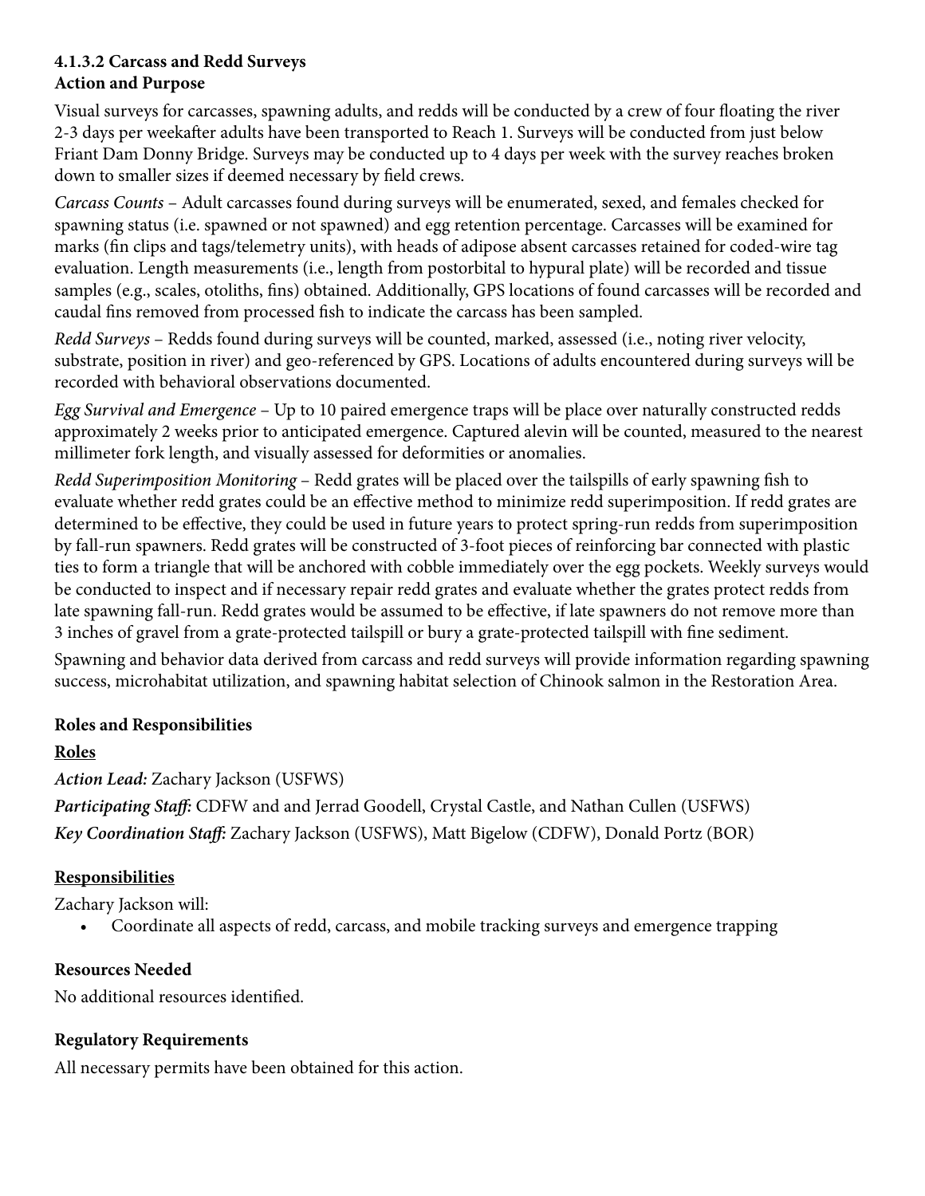#### 4.1.3.2 Carcass and Redd Surveys

**Action and Purpose**

Visual surveys for carcasses, spawning adults, and redds will be conducted by a crew of four floating the river 2-3 days per weekafter adults have been transported to Reach 1. Surveys will be conducted from just below Friant Dam Donny Bridge. Surveys may be conducted up to 4 days per week with the survey reaches broken down to smaller sizes if deemed necessary by field crews.

*Carcass Counts* – Adult carcasses found during surveys will be enumerated, sexed, and females checked for spawning status (i.e. spawned or not spawned) and egg retention percentage. Carcasses will be examined for marks (fin clips and tags/telemetry units), with heads of adipose absent carcasses retained for coded-wire tag evaluation. Length measurements (i.e., length from postorbital to hypural plate) will be recorded and tissue samples (e.g., scales, otoliths, fins) obtained. Additionally, GPS locations of found carcasses will be recorded and caudal fins removed from processed fish to indicate the carcass has been sampled.

*Redd Surveys* – Redds found during surveys will be counted, marked, assessed (i.e., noting river velocity, substrate, position in river) and geo-referenced by GPS. Locations of adults encountered during surveys will be recorded with behavioral observations documented.

*Egg Survival and Emergence* – Up to 10 paired emergence traps will be place over naturally constructed redds approximately 2 weeks prior to anticipated emergence. Captured alevin will be counted, measured to the nearest millimeter fork length, and visually assessed for deformities or anomalies.

*Redd Superimposition Monitoring* – Redd grates will be placed over the tailspills of early spawning fish to evaluate whether redd grates could be an effective method to minimize redd superimposition. If redd grates are determined to be effective, they could be used in future years to protect spring-run redds from superimposition by fall-run spawners. Redd grates will be constructed of 3-foot pieces of reinforcing bar connected with plastic ties to form a triangle that will be anchored with cobble immediately over the egg pockets. Weekly surveys would be conducted to inspect and if necessary repair redd grates and evaluate whether the grates protect redds from late spawning fall-run. Redd grates would be assumed to be effective, if late spawners do not remove more than 3 inches of gravel from a grate-protected tailspill or bury a grate-protected tailspill with fine sediment.

Spawning and behavior data derived from carcass and redd surveys will provide information regarding spawning success, microhabitat utilization, and spawning habitat selection of Chinook salmon in the Restoration Area.

**Roles and Responsibilities**

**<u>Roles</u>**

***Action Lead:*** Zachary Jackson (USFWS)

***Participating Staff:*** CDFW and and Jerrad Goodell, Crystal Castle, and Nathan Cullen (USFWS)

***Key Coordination Staff:*** Zachary Jackson (USFWS), Matt Bigelow (CDFW), Donald Portz (BOR)

**<u>Responsibilities</u>**

Zachary Jackson will:

- Coordinate all aspects of redd, carcass, and mobile tracking surveys and emergence trapping

**Resources Needed**

No additional resources identified.

**Regulatory Requirements**

All necessary permits have been obtained for this action.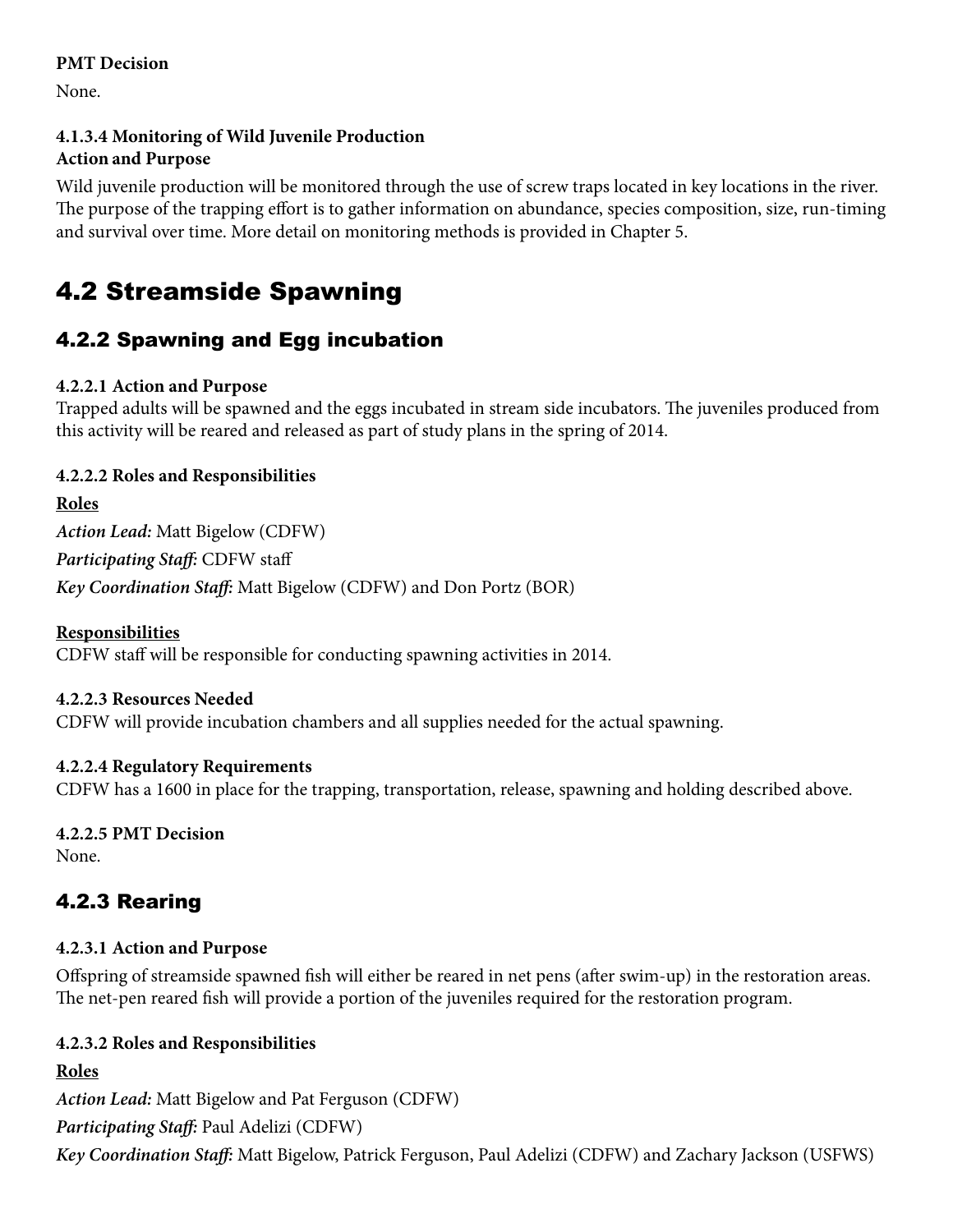**PMT Decision**

None.

**4.1.3.4 Monitoring of Wild Juvenile Production**
**Action and Purpose**

Wild juvenile production will be monitored through the use of screw traps located in key locations in the river. The purpose of the trapping effort is to gather information on abundance, species composition, size, run-timing and survival over time. More detail on monitoring methods is provided in Chapter 5.

# 4.2 Streamside Spawning

## 4.2.2 Spawning and Egg incubation

**4.2.2.1 Action and Purpose**

Trapped adults will be spawned and the eggs incubated in stream side incubators. The juveniles produced from this activity will be reared and released as part of study plans in the spring of 2014.

**4.2.2.2 Roles and Responsibilities**

**Roles**

***Action Lead:*** Matt Bigelow (CDFW)

***Participating Staff:*** CDFW staff

***Key Coordination Staff:*** Matt Bigelow (CDFW) and Don Portz (BOR)

**Responsibilities**

CDFW staff will be responsible for conducting spawning activities in 2014.

**4.2.2.3 Resources Needed**

CDFW will provide incubation chambers and all supplies needed for the actual spawning.

**4.2.2.4 Regulatory Requirements**

CDFW has a 1600 in place for the trapping, transportation, release, spawning and holding described above.

**4.2.2.5 PMT Decision**

None.

## 4.2.3 Rearing

**4.2.3.1 Action and Purpose**

Offspring of streamside spawned fish will either be reared in net pens (after swim-up) in the restoration areas. The net-pen reared fish will provide a portion of the juveniles required for the restoration program.

**4.2.3.2 Roles and Responsibilities**

**Roles**

***Action Lead:*** Matt Bigelow and Pat Ferguson (CDFW)

***Participating Staff:*** Paul Adelizi (CDFW)

***Key Coordination Staff:*** Matt Bigelow, Patrick Ferguson, Paul Adelizi (CDFW) and Zachary Jackson (USFWS)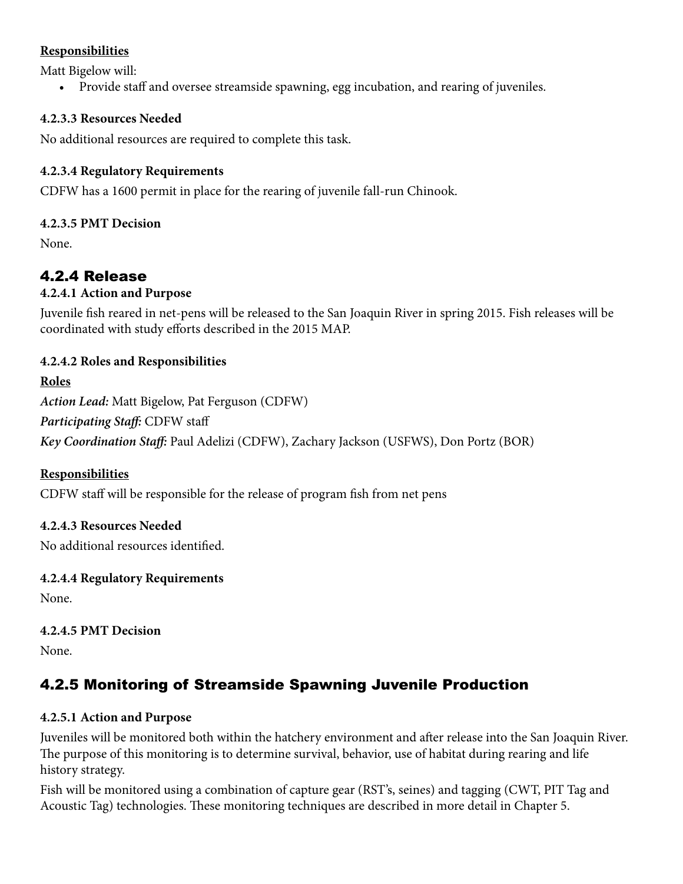**Responsibilities**

Matt Bigelow will:

- Provide staff and oversee streamside spawning, egg incubation, and rearing of juveniles.

#### 4.2.3.3 Resources Needed

No additional resources are required to complete this task.

#### 4.2.3.4 Regulatory Requirements

CDFW has a 1600 permit in place for the rearing of juvenile fall-run Chinook.

#### 4.2.3.5 PMT Decision

None.

### 4.2.4 Release

#### 4.2.4.1 Action and Purpose

Juvenile fish reared in net-pens will be released to the San Joaquin River in spring 2015. Fish releases will be coordinated with study efforts described in the 2015 MAP.

#### 4.2.4.2 Roles and Responsibilities

**Roles**

***Action Lead:*** Matt Bigelow, Pat Ferguson (CDFW)

***Participating Staff:*** CDFW staff

***Key Coordination Staff:*** Paul Adelizi (CDFW), Zachary Jackson (USFWS), Don Portz (BOR)

**Responsibilities**

CDFW staff will be responsible for the release of program fish from net pens

#### 4.2.4.3 Resources Needed

No additional resources identified.

#### 4.2.4.4 Regulatory Requirements

None.

#### 4.2.4.5 PMT Decision

None.

### 4.2.5 Monitoring of Streamside Spawning Juvenile Production

#### 4.2.5.1 Action and Purpose

Juveniles will be monitored both within the hatchery environment and after release into the San Joaquin River. The purpose of this monitoring is to determine survival, behavior, use of habitat during rearing and life history strategy.

Fish will be monitored using a combination of capture gear (RST's, seines) and tagging (CWT, PIT Tag and Acoustic Tag) technologies. These monitoring techniques are described in more detail in Chapter 5.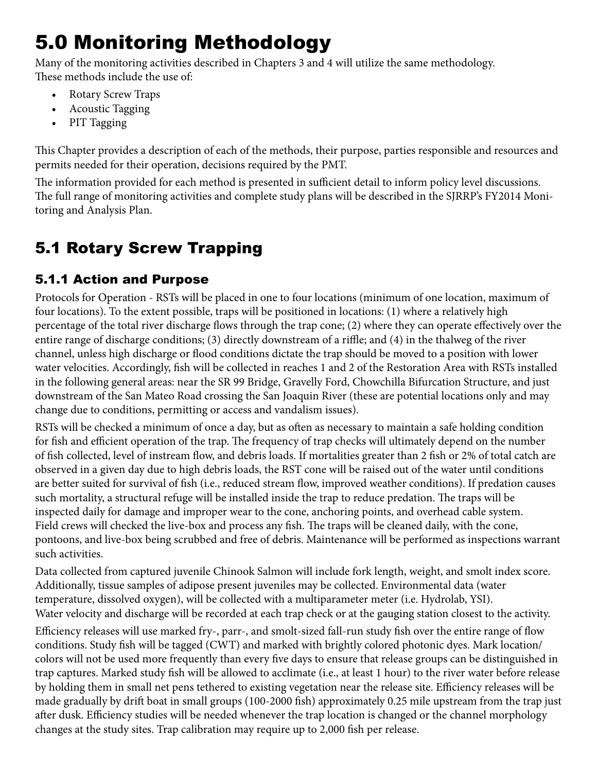# 5.0 Monitoring Methodology

Many of the monitoring activities described in Chapters 3 and 4 will utilize the same methodology. These methods include the use of:

- Rotary Screw Traps
- Acoustic Tagging
- PIT Tagging

This Chapter provides a description of each of the methods, their purpose, parties responsible and resources and permits needed for their operation, decisions required by the PMT.

The information provided for each method is presented in sufficient detail to inform policy level discussions. The full range of monitoring activities and complete study plans will be described in the SJRRP's FY2014 Monitoring and Analysis Plan.

## 5.1 Rotary Screw Trapping

### 5.1.1 Action and Purpose

Protocols for Operation - RSTs will be placed in one to four locations (minimum of one location, maximum of four locations). To the extent possible, traps will be positioned in locations: (1) where a relatively high percentage of the total river discharge flows through the trap cone; (2) where they can operate effectively over the entire range of discharge conditions; (3) directly downstream of a riffle; and (4) in the thalweg of the river channel, unless high discharge or flood conditions dictate the trap should be moved to a position with lower water velocities. Accordingly, fish will be collected in reaches 1 and 2 of the Restoration Area with RSTs installed in the following general areas: near the SR 99 Bridge, Gravelly Ford, Chowchilla Bifurcation Structure, and just downstream of the San Mateo Road crossing the San Joaquin River (these are potential locations only and may change due to conditions, permitting or access and vandalism issues).

RSTs will be checked a minimum of once a day, but as often as necessary to maintain a safe holding condition for fish and efficient operation of the trap. The frequency of trap checks will ultimately depend on the number of fish collected, level of instream flow, and debris loads. If mortalities greater than 2 fish or 2% of total catch are observed in a given day due to high debris loads, the RST cone will be raised out of the water until conditions are better suited for survival of fish (i.e., reduced stream flow, improved weather conditions). If predation causes such mortality, a structural refuge will be installed inside the trap to reduce predation. The traps will be inspected daily for damage and improper wear to the cone, anchoring points, and overhead cable system. Field crews will checked the live-box and process any fish. The traps will be cleaned daily, with the cone, pontoons, and live-box being scrubbed and free of debris. Maintenance will be performed as inspections warrant such activities.

Data collected from captured juvenile Chinook Salmon will include fork length, weight, and smolt index score. Additionally, tissue samples of adipose present juveniles may be collected. Environmental data (water temperature, dissolved oxygen), will be collected with a multiparameter meter (i.e. Hydrolab, YSI). Water velocity and discharge will be recorded at each trap check or at the gauging station closest to the activity.

Efficiency releases will use marked fry-, parr-, and smolt-sized fall-run study fish over the entire range of flow conditions. Study fish will be tagged (CWT) and marked with brightly colored photonic dyes. Mark location/colors will not be used more frequently than every five days to ensure that release groups can be distinguished in trap captures. Marked study fish will be allowed to acclimate (i.e., at least 1 hour) to the river water before release by holding them in small net pens tethered to existing vegetation near the release site. Efficiency releases will be made gradually by drift boat in small groups (100-2000 fish) approximately 0.25 mile upstream from the trap just after dusk. Efficiency studies will be needed whenever the trap location is changed or the channel morphology changes at the study sites. Trap calibration may require up to 2,000 fish per release.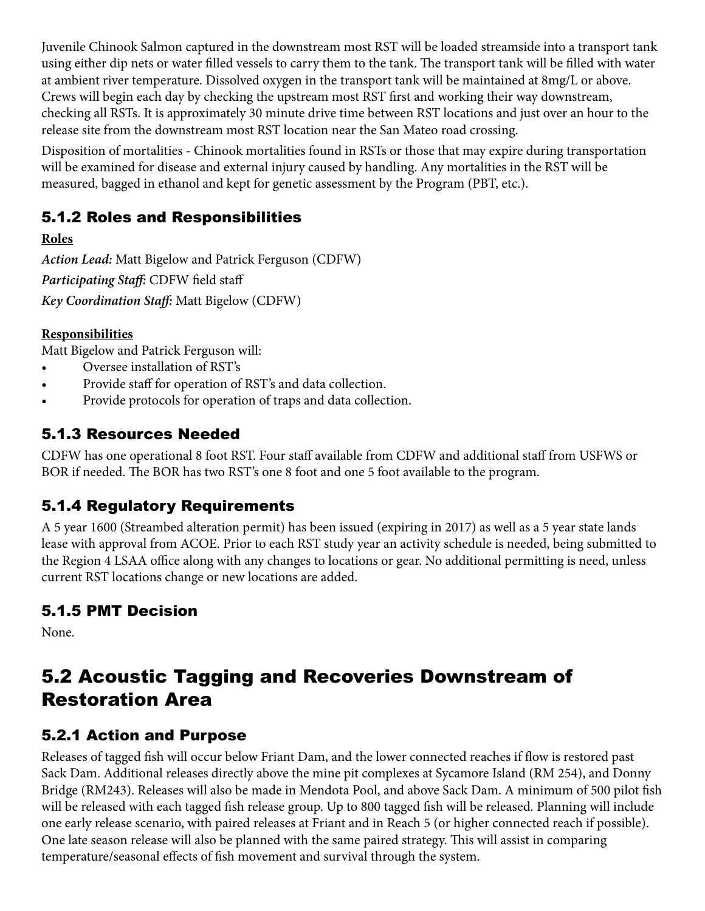Juvenile Chinook Salmon captured in the downstream most RST will be loaded streamside into a transport tank using either dip nets or water filled vessels to carry them to the tank. The transport tank will be filled with water at ambient river temperature. Dissolved oxygen in the transport tank will be maintained at 8mg/L or above. Crews will begin each day by checking the upstream most RST first and working their way downstream, checking all RSTs. It is approximately 30 minute drive time between RST locations and just over an hour to the release site from the downstream most RST location near the San Mateo road crossing.

Disposition of mortalities - Chinook mortalities found in RSTs or those that may expire during transportation will be examined for disease and external injury caused by handling. Any mortalities in the RST will be measured, bagged in ethanol and kept for genetic assessment by the Program (PBT, etc.).

### 5.1.2 Roles and Responsibilities

**Roles**

***Action Lead:*** Matt Bigelow and Patrick Ferguson (CDFW)

***Participating Staff:*** CDFW field staff

***Key Coordination Staff:*** Matt Bigelow (CDFW)

**Responsibilities**

Matt Bigelow and Patrick Ferguson will:

- Oversee installation of RST's
- Provide staff for operation of RST's and data collection.
- Provide protocols for operation of traps and data collection.

### 5.1.3 Resources Needed

CDFW has one operational 8 foot RST. Four staff available from CDFW and additional staff from USFWS or BOR if needed. The BOR has two RST's one 8 foot and one 5 foot available to the program.

### 5.1.4 Regulatory Requirements

A 5 year 1600 (Streambed alteration permit) has been issued (expiring in 2017) as well as a 5 year state lands lease with approval from ACOE. Prior to each RST study year an activity schedule is needed, being submitted to the Region 4 LSAA office along with any changes to locations or gear. No additional permitting is need, unless current RST locations change or new locations are added.

### 5.1.5 PMT Decision

None.

## 5.2 Acoustic Tagging and Recoveries Downstream of Restoration Area

### 5.2.1 Action and Purpose

Releases of tagged fish will occur below Friant Dam, and the lower connected reaches if flow is restored past Sack Dam. Additional releases directly above the mine pit complexes at Sycamore Island (RM 254), and Donny Bridge (RM243). Releases will also be made in Mendota Pool, and above Sack Dam. A minimum of 500 pilot fish will be released with each tagged fish release group. Up to 800 tagged fish will be released. Planning will include one early release scenario, with paired releases at Friant and in Reach 5 (or higher connected reach if possible). One late season release will also be planned with the same paired strategy. This will assist in comparing temperature/seasonal effects of fish movement and survival through the system.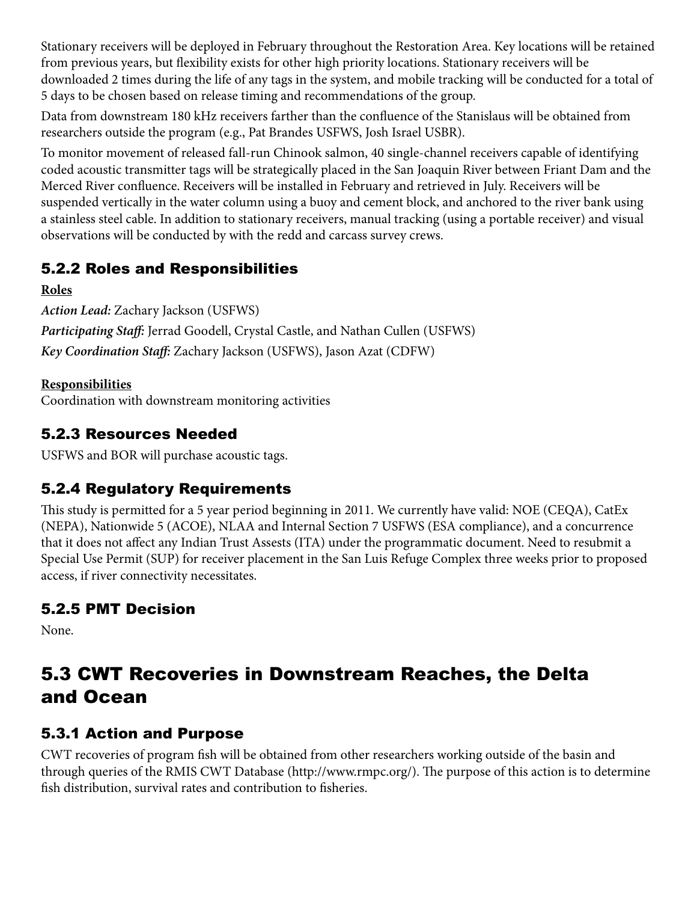Stationary receivers will be deployed in February throughout the Restoration Area. Key locations will be retained from previous years, but flexibility exists for other high priority locations. Stationary receivers will be downloaded 2 times during the life of any tags in the system, and mobile tracking will be conducted for a total of 5 days to be chosen based on release timing and recommendations of the group.

Data from downstream 180 kHz receivers farther than the confluence of the Stanislaus will be obtained from researchers outside the program (e.g., Pat Brandes USFWS, Josh Israel USBR).

To monitor movement of released fall-run Chinook salmon, 40 single-channel receivers capable of identifying coded acoustic transmitter tags will be strategically placed in the San Joaquin River between Friant Dam and the Merced River confluence. Receivers will be installed in February and retrieved in July. Receivers will be suspended vertically in the water column using a buoy and cement block, and anchored to the river bank using a stainless steel cable. In addition to stationary receivers, manual tracking (using a portable receiver) and visual observations will be conducted by with the redd and carcass survey crews.

### 5.2.2 Roles and Responsibilities

**Roles**

***Action Lead:*** Zachary Jackson (USFWS)

***Participating Staff:*** Jerrad Goodell, Crystal Castle, and Nathan Cullen (USFWS)

***Key Coordination Staff:*** Zachary Jackson (USFWS), Jason Azat (CDFW)

**Responsibilities**

Coordination with downstream monitoring activities

### 5.2.3 Resources Needed

USFWS and BOR will purchase acoustic tags.

### 5.2.4 Regulatory Requirements

This study is permitted for a 5 year period beginning in 2011. We currently have valid: NOE (CEQA), CatEx (NEPA), Nationwide 5 (ACOE), NLAA and Internal Section 7 USFWS (ESA compliance), and a concurrence that it does not affect any Indian Trust Assests (ITA) under the programmatic document. Need to resubmit a Special Use Permit (SUP) for receiver placement in the San Luis Refuge Complex three weeks prior to proposed access, if river connectivity necessitates.

### 5.2.5 PMT Decision

None.

## 5.3 CWT Recoveries in Downstream Reaches, the Delta and Ocean

### 5.3.1 Action and Purpose

CWT recoveries of program fish will be obtained from other researchers working outside of the basin and through queries of the RMIS CWT Database (http://www.rmpc.org/). The purpose of this action is to determine fish distribution, survival rates and contribution to fisheries.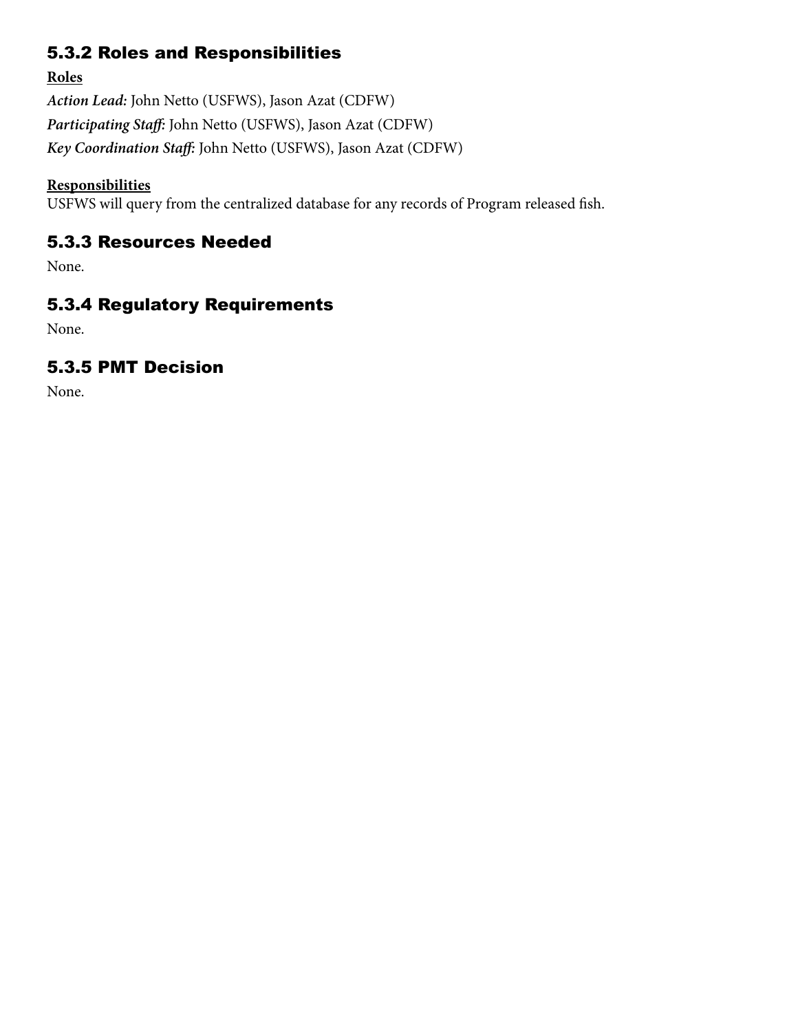### 5.3.2 Roles and Responsibilities

**Roles**

***Action Lead:*** John Netto (USFWS), Jason Azat (CDFW)

***Participating Staff:*** John Netto (USFWS), Jason Azat (CDFW)

***Key Coordination Staff:*** John Netto (USFWS), Jason Azat (CDFW)

**Responsibilities**

USFWS will query from the centralized database for any records of Program released fish.

### 5.3.3 Resources Needed

None.

### 5.3.4 Regulatory Requirements

None.

### 5.3.5 PMT Decision

None.